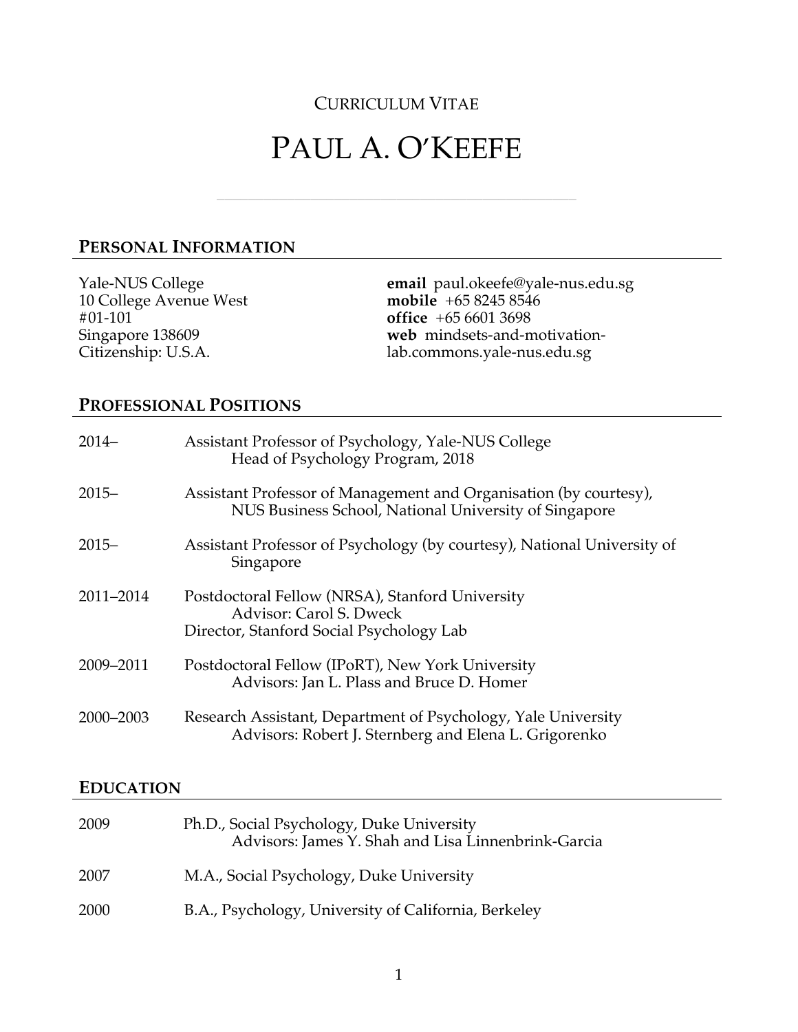CURRICULUM VITAE

# PAUL A. O'KEEFE

## PERSONAL INFORMATION

Yale-NUS College
10 College Avenue West
#01-101
Singapore 138609
Citizenship: U.S.A.

**email** paul.okeefe@yale-nus.edu.sg
**mobile** +65 8245 8546
**office** +65 6601 3698
**web** mindsets-and-motivation-lab.commons.yale-nus.edu.sg

## PROFESSIONAL POSITIONS

2014– Assistant Professor of Psychology, Yale-NUS College
Head of Psychology Program, 2018

2015– Assistant Professor of Management and Organisation (by courtesy), NUS Business School, National University of Singapore

2015– Assistant Professor of Psychology (by courtesy), National University of Singapore

2011–2014 Postdoctoral Fellow (NRSA), Stanford University
Advisor: Carol S. Dweck
Director, Stanford Social Psychology Lab

2009–2011 Postdoctoral Fellow (IPoRT), New York University
Advisors: Jan L. Plass and Bruce D. Homer

2000–2003 Research Assistant, Department of Psychology, Yale University
Advisors: Robert J. Sternberg and Elena L. Grigorenko

## EDUCATION

2009 Ph.D., Social Psychology, Duke University
Advisors: James Y. Shah and Lisa Linnenbrink-Garcia

2007 M.A., Social Psychology, Duke University

2000 B.A., Psychology, University of California, Berkeley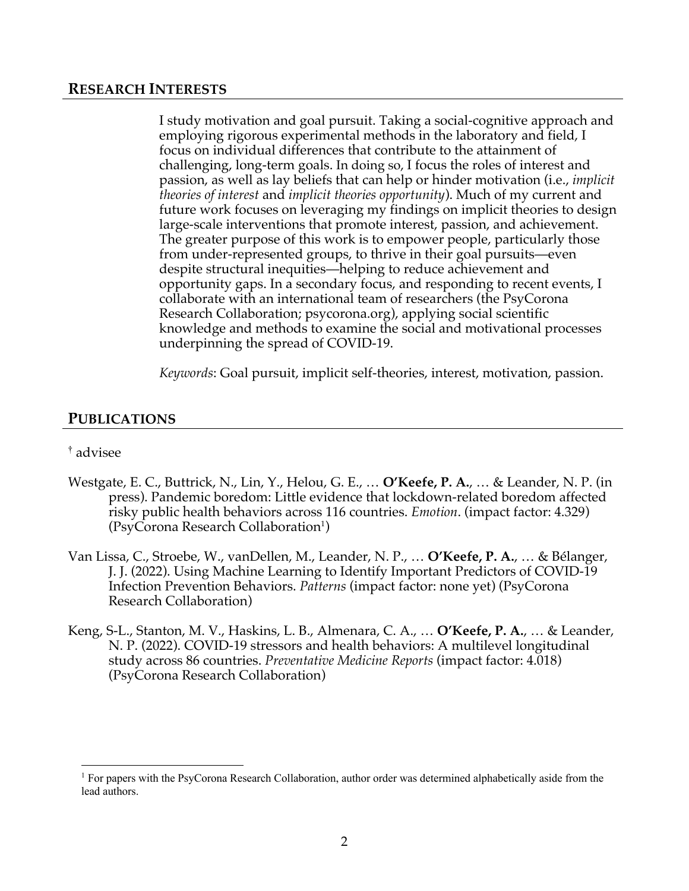## RESEARCH INTERESTS

I study motivation and goal pursuit. Taking a social-cognitive approach and employing rigorous experimental methods in the laboratory and field, I focus on individual differences that contribute to the attainment of challenging, long-term goals. In doing so, I focus the roles of interest and passion, as well as lay beliefs that can help or hinder motivation (i.e., *implicit theories of interest* and *implicit theories opportunity*). Much of my current and future work focuses on leveraging my findings on implicit theories to design large-scale interventions that promote interest, passion, and achievement. The greater purpose of this work is to empower people, particularly those from under-represented groups, to thrive in their goal pursuits—even despite structural inequities—helping to reduce achievement and opportunity gaps. In a secondary focus, and responding to recent events, I collaborate with an international team of researchers (the PsyCorona Research Collaboration; psycorona.org), applying social scientific knowledge and methods to examine the social and motivational processes underpinning the spread of COVID-19.

*Keywords*: Goal pursuit, implicit self-theories, interest, motivation, passion.

## PUBLICATIONS

† advisee

Westgate, E. C., Buttrick, N., Lin, Y., Helou, G. E., … **O'Keefe, P. A.**, … & Leander, N. P. (in press). Pandemic boredom: Little evidence that lockdown-related boredom affected risky public health behaviors across 116 countries. *Emotion*. (impact factor: 4.329) (PsyCorona Research Collaboration[1])

Van Lissa, C., Stroebe, W., vanDellen, M., Leander, N. P., … **O'Keefe, P. A.**, … & Bélanger, J. J. (2022). Using Machine Learning to Identify Important Predictors of COVID-19 Infection Prevention Behaviors. *Patterns* (impact factor: none yet) (PsyCorona Research Collaboration)

Keng, S-L., Stanton, M. V., Haskins, L. B., Almenara, C. A., … **O'Keefe, P. A.**, … & Leander, N. P. (2022). COVID-19 stressors and health behaviors: A multilevel longitudinal study across 86 countries. *Preventative Medicine Reports* (impact factor: 4.018) (PsyCorona Research Collaboration)

[1] For papers with the PsyCorona Research Collaboration, author order was determined alphabetically aside from the lead authors.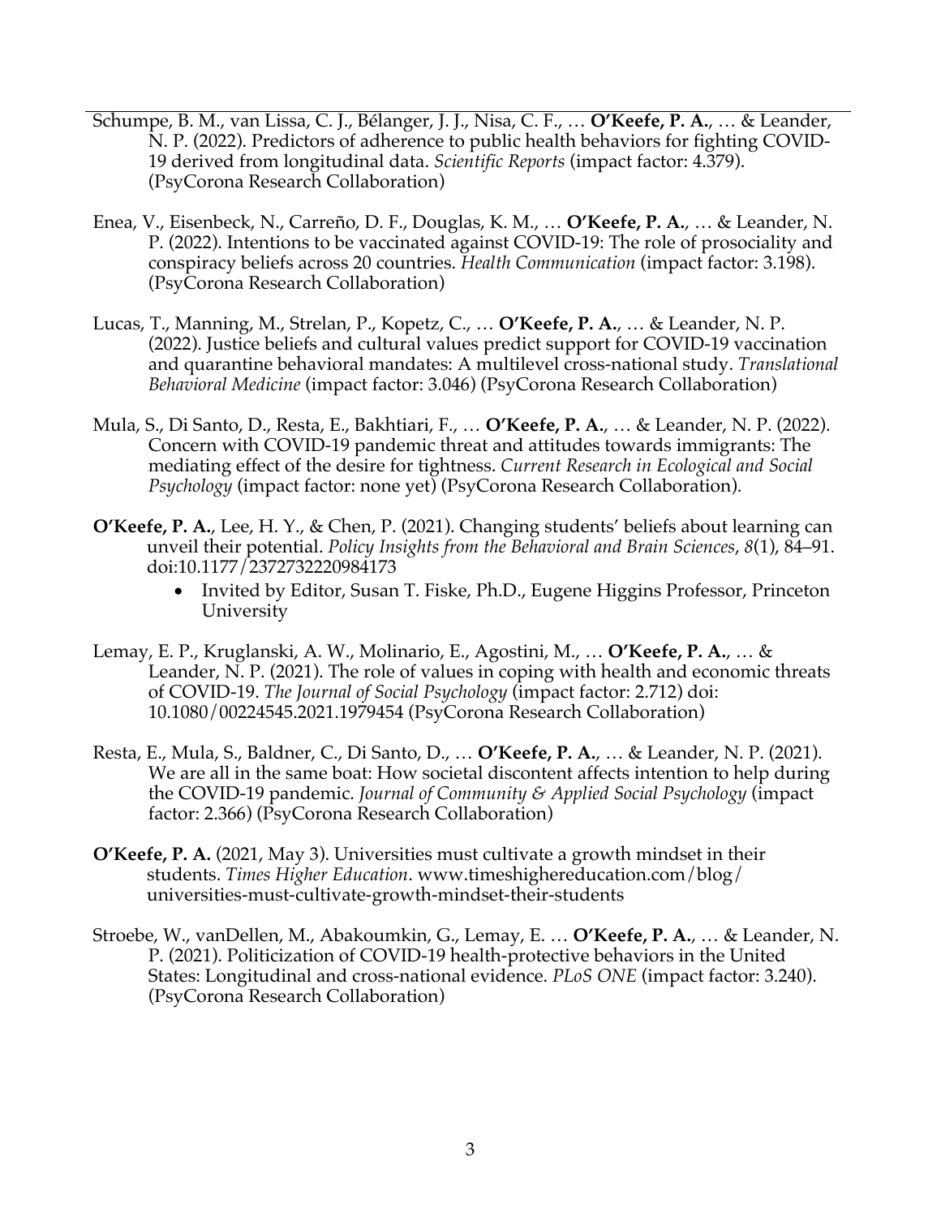Schumpe, B. M., van Lissa, C. J., Bélanger, J. J., Nisa, C. F., … **O'Keefe, P. A.**, … & Leander, N. P. (2022). Predictors of adherence to public health behaviors for fighting COVID-19 derived from longitudinal data. *Scientific Reports* (impact factor: 4.379). (PsyCorona Research Collaboration)

Enea, V., Eisenbeck, N., Carreño, D. F., Douglas, K. M., … **O'Keefe, P. A.**, … & Leander, N. P. (2022). Intentions to be vaccinated against COVID-19: The role of prosociality and conspiracy beliefs across 20 countries. *Health Communication* (impact factor: 3.198). (PsyCorona Research Collaboration)

Lucas, T., Manning, M., Strelan, P., Kopetz, C., … **O'Keefe, P. A.**, … & Leander, N. P. (2022). Justice beliefs and cultural values predict support for COVID-19 vaccination and quarantine behavioral mandates: A multilevel cross-national study. *Translational Behavioral Medicine* (impact factor: 3.046) (PsyCorona Research Collaboration)

Mula, S., Di Santo, D., Resta, E., Bakhtiari, F., … **O'Keefe, P. A.**, … & Leander, N. P. (2022). Concern with COVID-19 pandemic threat and attitudes towards immigrants: The mediating effect of the desire for tightness. *Current Research in Ecological and Social Psychology* (impact factor: none yet) (PsyCorona Research Collaboration).

**O'Keefe, P. A.**, Lee, H. Y., & Chen, P. (2021). Changing students' beliefs about learning can unveil their potential. *Policy Insights from the Behavioral and Brain Sciences*, *8*(1), 84–91. doi:10.1177/2372732220984173

- Invited by Editor, Susan T. Fiske, Ph.D., Eugene Higgins Professor, Princeton University

Lemay, E. P., Kruglanski, A. W., Molinario, E., Agostini, M., … **O'Keefe, P. A.**, … & Leander, N. P. (2021). The role of values in coping with health and economic threats of COVID-19. *The Journal of Social Psychology* (impact factor: 2.712) doi: 10.1080/00224545.2021.1979454 (PsyCorona Research Collaboration)

Resta, E., Mula, S., Baldner, C., Di Santo, D., … **O'Keefe, P. A.**, … & Leander, N. P. (2021). We are all in the same boat: How societal discontent affects intention to help during the COVID-19 pandemic. *Journal of Community & Applied Social Psychology* (impact factor: 2.366) (PsyCorona Research Collaboration)

**O'Keefe, P. A.** (2021, May 3). Universities must cultivate a growth mindset in their students. *Times Higher Education*. www.timeshighereducation.com/blog/universities-must-cultivate-growth-mindset-their-students

Stroebe, W., vanDellen, M., Abakoumkin, G., Lemay, E. … **O'Keefe, P. A.**, … & Leander, N. P. (2021). Politicization of COVID-19 health-protective behaviors in the United States: Longitudinal and cross-national evidence. *PLoS ONE* (impact factor: 3.240). (PsyCorona Research Collaboration)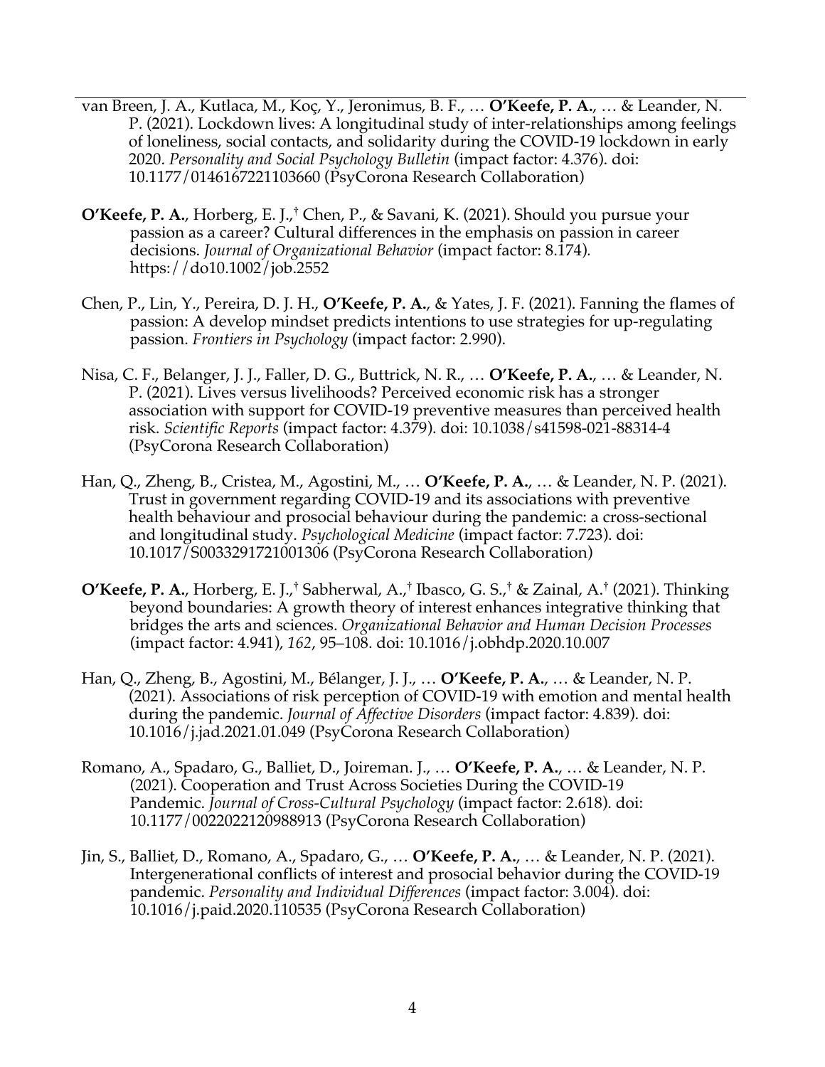van Breen, J. A., Kutlaca, M., Koç, Y., Jeronimus, B. F., … **O'Keefe, P. A.**, … & Leander, N. P. (2021). Lockdown lives: A longitudinal study of inter-relationships among feelings of loneliness, social contacts, and solidarity during the COVID-19 lockdown in early 2020. *Personality and Social Psychology Bulletin* (impact factor: 4.376). doi: 10.1177/0146167221103660 (PsyCorona Research Collaboration)

**O'Keefe, P. A.**, Horberg, E. J.,[†] Chen, P., & Savani, K. (2021). Should you pursue your passion as a career? Cultural differences in the emphasis on passion in career decisions. *Journal of Organizational Behavior* (impact factor: 8.174). https://do10.1002/job.2552

Chen, P., Lin, Y., Pereira, D. J. H., **O'Keefe, P. A.**, & Yates, J. F. (2021). Fanning the flames of passion: A develop mindset predicts intentions to use strategies for up-regulating passion. *Frontiers in Psychology* (impact factor: 2.990).

Nisa, C. F., Belanger, J. J., Faller, D. G., Buttrick, N. R., … **O'Keefe, P. A.**, … & Leander, N. P. (2021). Lives versus livelihoods? Perceived economic risk has a stronger association with support for COVID-19 preventive measures than perceived health risk. *Scientific Reports* (impact factor: 4.379). doi: 10.1038/s41598-021-88314-4 (PsyCorona Research Collaboration)

Han, Q., Zheng, B., Cristea, M., Agostini, M., … **O'Keefe, P. A.**, … & Leander, N. P. (2021). Trust in government regarding COVID-19 and its associations with preventive health behaviour and prosocial behaviour during the pandemic: a cross-sectional and longitudinal study. *Psychological Medicine* (impact factor: 7.723). doi: 10.1017/S0033291721001306 (PsyCorona Research Collaboration)

**O'Keefe, P. A.**, Horberg, E. J.,[†] Sabherwal, A.,[†] Ibasco, G. S.,[†] & Zainal, A.[†] (2021). Thinking beyond boundaries: A growth theory of interest enhances integrative thinking that bridges the arts and sciences. *Organizational Behavior and Human Decision Processes* (impact factor: 4.941), *162*, 95–108. doi: 10.1016/j.obhdp.2020.10.007

Han, Q., Zheng, B., Agostini, M., Bélanger, J. J., … **O'Keefe, P. A.**, … & Leander, N. P. (2021). Associations of risk perception of COVID-19 with emotion and mental health during the pandemic. *Journal of Affective Disorders* (impact factor: 4.839). doi: 10.1016/j.jad.2021.01.049 (PsyCorona Research Collaboration)

Romano, A., Spadaro, G., Balliet, D., Joireman. J., … **O'Keefe, P. A.**, … & Leander, N. P. (2021). Cooperation and Trust Across Societies During the COVID-19 Pandemic. *Journal of Cross-Cultural Psychology* (impact factor: 2.618). doi: 10.1177/0022022120988913 (PsyCorona Research Collaboration)

Jin, S., Balliet, D., Romano, A., Spadaro, G., … **O'Keefe, P. A.**, … & Leander, N. P. (2021). Intergenerational conflicts of interest and prosocial behavior during the COVID-19 pandemic. *Personality and Individual Differences* (impact factor: 3.004). doi: 10.1016/j.paid.2020.110535 (PsyCorona Research Collaboration)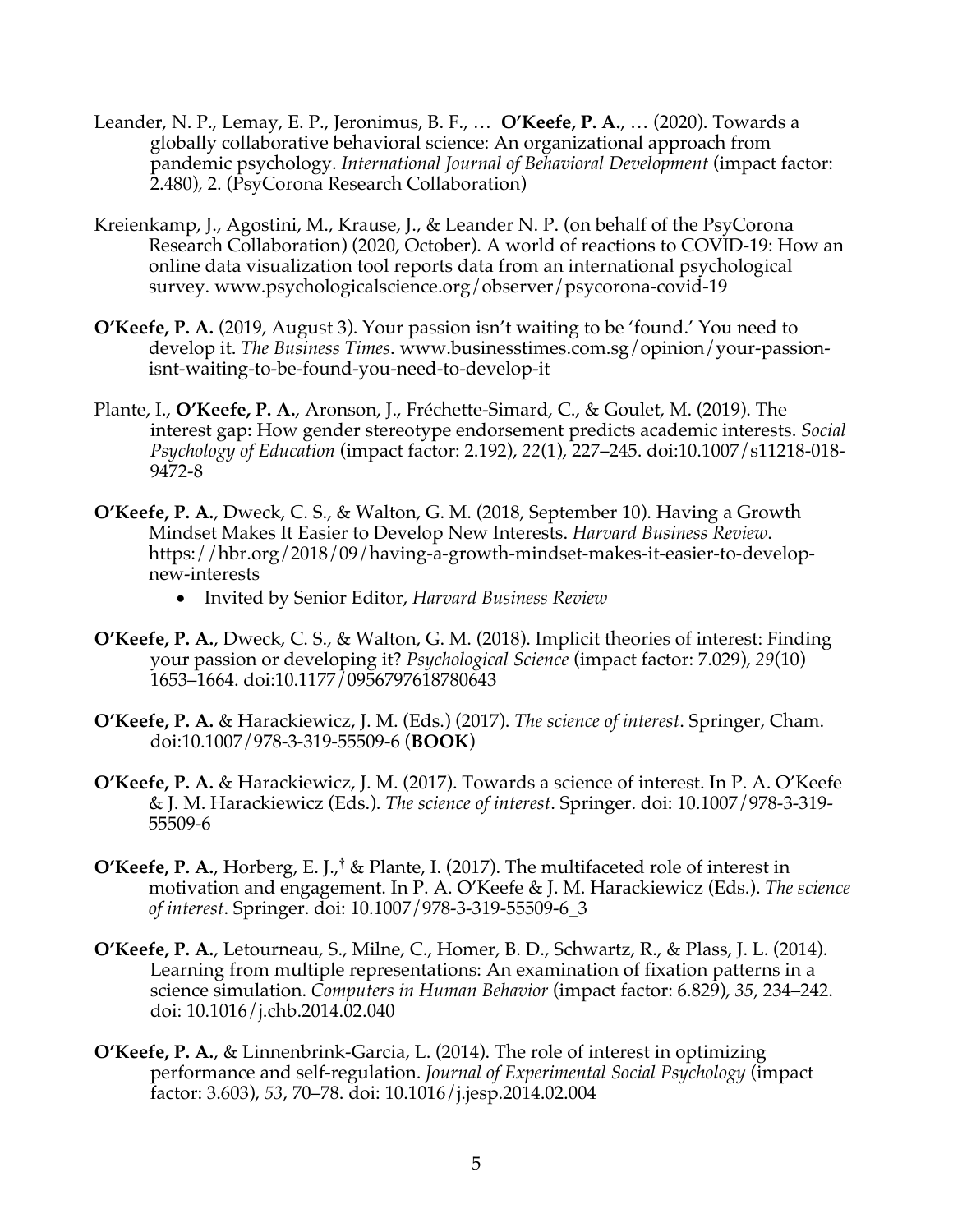Leander, N. P., Lemay, E. P., Jeronimus, B. F., … **O'Keefe, P. A.**, … (2020). Towards a globally collaborative behavioral science: An organizational approach from pandemic psychology. *International Journal of Behavioral Development* (impact factor: 2.480), 2. (PsyCorona Research Collaboration)

Kreienkamp, J., Agostini, M., Krause, J., & Leander N. P. (on behalf of the PsyCorona Research Collaboration) (2020, October). A world of reactions to COVID-19: How an online data visualization tool reports data from an international psychological survey. www.psychologicalscience.org/observer/psycorona-covid-19

**O'Keefe, P. A.** (2019, August 3). Your passion isn't waiting to be 'found.' You need to develop it. *The Business Times*. www.businesstimes.com.sg/opinion/your-passion-isnt-waiting-to-be-found-you-need-to-develop-it

Plante, I., **O'Keefe, P. A.**, Aronson, J., Fréchette-Simard, C., & Goulet, M. (2019). The interest gap: How gender stereotype endorsement predicts academic interests. *Social Psychology of Education* (impact factor: 2.192), *22*(1), 227–245. doi:10.1007/s11218-018-9472-8

**O'Keefe, P. A.**, Dweck, C. S., & Walton, G. M. (2018, September 10). Having a Growth Mindset Makes It Easier to Develop New Interests. *Harvard Business Review*. https://hbr.org/2018/09/having-a-growth-mindset-makes-it-easier-to-develop-new-interests

- Invited by Senior Editor, *Harvard Business Review*

**O'Keefe, P. A.**, Dweck, C. S., & Walton, G. M. (2018). Implicit theories of interest: Finding your passion or developing it? *Psychological Science* (impact factor: 7.029), *29*(10) 1653–1664. doi:10.1177/0956797618780643

**O'Keefe, P. A.** & Harackiewicz, J. M. (Eds.) (2017). *The science of interest*. Springer, Cham. doi:10.1007/978-3-319-55509-6 (**BOOK**)

**O'Keefe, P. A.** & Harackiewicz, J. M. (2017). Towards a science of interest. In P. A. O'Keefe & J. M. Harackiewicz (Eds.). *The science of interest*. Springer. doi: 10.1007/978-3-319-55509-6

**O'Keefe, P. A.**, Horberg, E. J.,[†] & Plante, I. (2017). The multifaceted role of interest in motivation and engagement. In P. A. O'Keefe & J. M. Harackiewicz (Eds.). *The science of interest*. Springer. doi: 10.1007/978-3-319-55509-6_3

**O'Keefe, P. A.**, Letourneau, S., Milne, C., Homer, B. D., Schwartz, R., & Plass, J. L. (2014). Learning from multiple representations: An examination of fixation patterns in a science simulation. *Computers in Human Behavior* (impact factor: 6.829), *35*, 234–242. doi: 10.1016/j.chb.2014.02.040

**O'Keefe, P. A.**, & Linnenbrink-Garcia, L. (2014). The role of interest in optimizing performance and self-regulation. *Journal of Experimental Social Psychology* (impact factor: 3.603), *53*, 70–78. doi: 10.1016/j.jesp.2014.02.004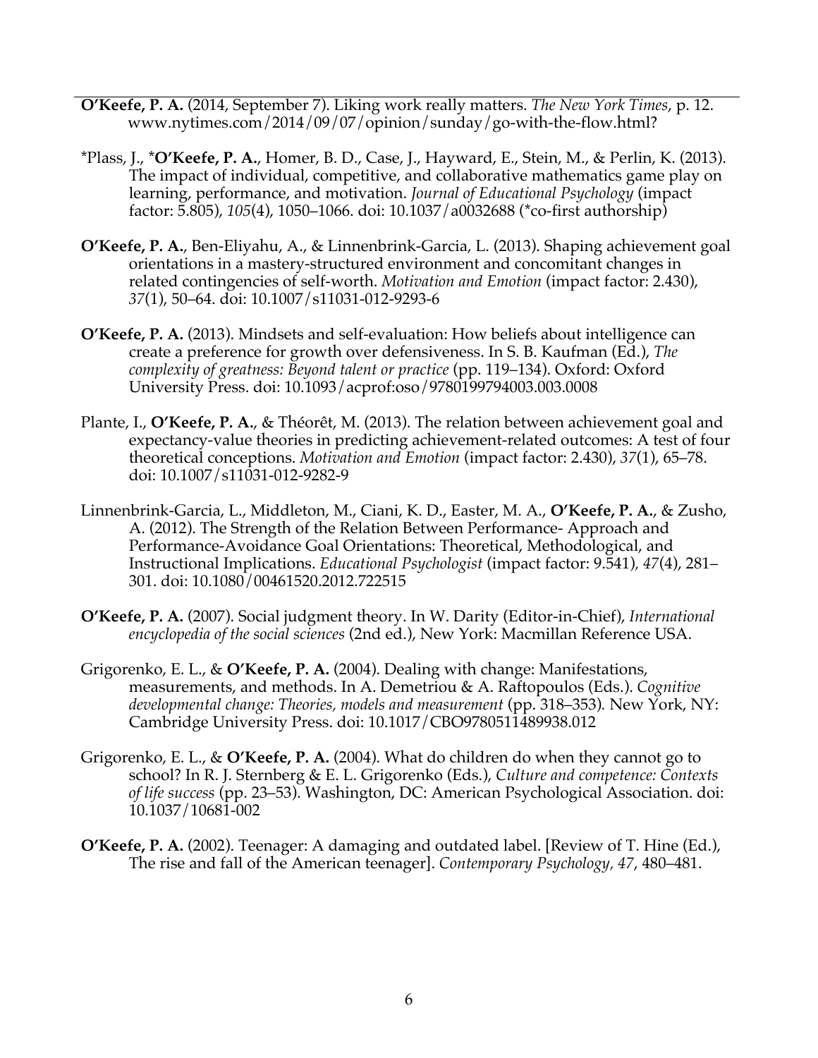**O'Keefe, P. A.** (2014, September 7). Liking work really matters. *The New York Times*, p. 12. www.nytimes.com/2014/09/07/opinion/sunday/go-with-the-flow.html?

*Plass, J., ***O'Keefe, P. A.**, Homer, B. D., Case, J., Hayward, E., Stein, M., & Perlin, K. (2013). The impact of individual, competitive, and collaborative mathematics game play on learning, performance, and motivation. *Journal of Educational Psychology* (impact factor: 5.805), *105*(4), 1050–1066. doi: 10.1037/a0032688 (*co-first authorship)

**O'Keefe, P. A.**, Ben-Eliyahu, A., & Linnenbrink-Garcia, L. (2013). Shaping achievement goal orientations in a mastery-structured environment and concomitant changes in related contingencies of self-worth. *Motivation and Emotion* (impact factor: 2.430), *37*(1), 50–64. doi: 10.1007/s11031-012-9293-6

**O'Keefe, P. A.** (2013). Mindsets and self-evaluation: How beliefs about intelligence can create a preference for growth over defensiveness. In S. B. Kaufman (Ed.), *The complexity of greatness: Beyond talent or practice* (pp. 119–134). Oxford: Oxford University Press. doi: 10.1093/acprof:oso/9780199794003.003.0008

Plante, I., **O'Keefe, P. A.**, & Théorêt, M. (2013). The relation between achievement goal and expectancy-value theories in predicting achievement-related outcomes: A test of four theoretical conceptions. *Motivation and Emotion* (impact factor: 2.430), *37*(1), 65–78. doi: 10.1007/s11031-012-9282-9

Linnenbrink-Garcia, L., Middleton, M., Ciani, K. D., Easter, M. A., **O'Keefe, P. A.**, & Zusho, A. (2012). The Strength of the Relation Between Performance- Approach and Performance-Avoidance Goal Orientations: Theoretical, Methodological, and Instructional Implications. *Educational Psychologist* (impact factor: 9.541), *47*(4), 281–301. doi: 10.1080/00461520.2012.722515

**O'Keefe, P. A.** (2007). Social judgment theory. In W. Darity (Editor-in-Chief), *International encyclopedia of the social sciences* (2nd ed.), New York: Macmillan Reference USA.

Grigorenko, E. L., & **O'Keefe, P. A.** (2004). Dealing with change: Manifestations, measurements, and methods. In A. Demetriou & A. Raftopoulos (Eds.). *Cognitive developmental change: Theories, models and measurement* (pp. 318–353). New York, NY: Cambridge University Press. doi: 10.1017/CBO9780511489938.012

Grigorenko, E. L., & **O'Keefe, P. A.** (2004). What do children do when they cannot go to school? In R. J. Sternberg & E. L. Grigorenko (Eds.), *Culture and competence: Contexts of life success* (pp. 23–53). Washington, DC: American Psychological Association. doi: 10.1037/10681-002

**O'Keefe, P. A.** (2002). Teenager: A damaging and outdated label. [Review of T. Hine (Ed.), The rise and fall of the American teenager]. *Contemporary Psychology, 47*, 480–481.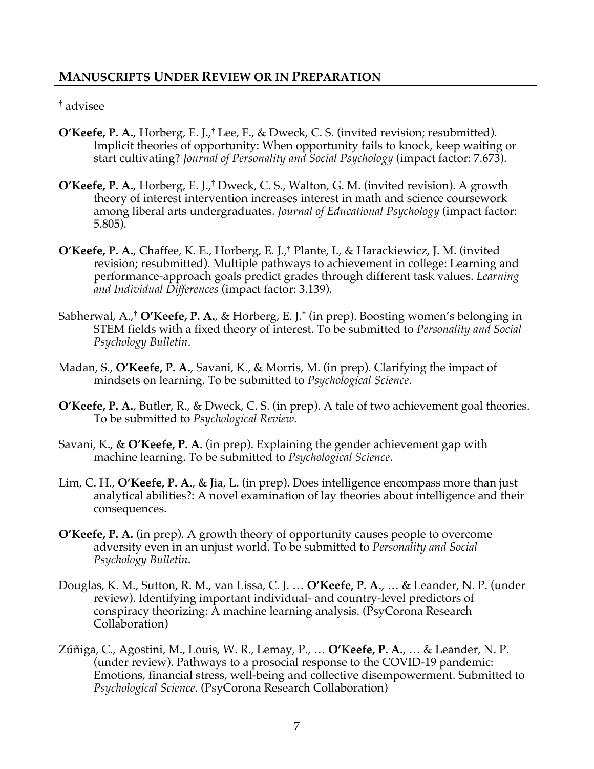## MANUSCRIPTS UNDER REVIEW OR IN PREPARATION

† advisee

**O'Keefe, P. A.**, Horberg, E. J.,† Lee, F., & Dweck, C. S. (invited revision; resubmitted). Implicit theories of opportunity: When opportunity fails to knock, keep waiting or start cultivating? *Journal of Personality and Social Psychology* (impact factor: 7.673).

**O'Keefe, P. A.**, Horberg, E. J.,† Dweck, C. S., Walton, G. M. (invited revision). A growth theory of interest intervention increases interest in math and science coursework among liberal arts undergraduates. *Journal of Educational Psychology* (impact factor: 5.805).

**O'Keefe, P. A.**, Chaffee, K. E., Horberg, E. J.,† Plante, I., & Harackiewicz, J. M. (invited revision; resubmitted). Multiple pathways to achievement in college: Learning and performance-approach goals predict grades through different task values. *Learning and Individual Differences* (impact factor: 3.139).

Sabherwal, A.,† **O'Keefe, P. A.**, & Horberg, E. J.† (in prep). Boosting women's belonging in STEM fields with a fixed theory of interest. To be submitted to *Personality and Social Psychology Bulletin*.

Madan, S., **O'Keefe, P. A.**, Savani, K., & Morris, M. (in prep). Clarifying the impact of mindsets on learning. To be submitted to *Psychological Science*.

**O'Keefe, P. A.**, Butler, R., & Dweck, C. S. (in prep). A tale of two achievement goal theories. To be submitted to *Psychological Review*.

Savani, K., & **O'Keefe, P. A.** (in prep). Explaining the gender achievement gap with machine learning. To be submitted to *Psychological Science*.

Lim, C. H., **O'Keefe, P. A.**, & Jia, L. (in prep). Does intelligence encompass more than just analytical abilities?: A novel examination of lay theories about intelligence and their consequences.

**O'Keefe, P. A.** (in prep). A growth theory of opportunity causes people to overcome adversity even in an unjust world. To be submitted to *Personality and Social Psychology Bulletin*.

Douglas, K. M., Sutton, R. M., van Lissa, C. J. … **O'Keefe, P. A.**, … & Leander, N. P. (under review). Identifying important individual- and country-level predictors of conspiracy theorizing: A machine learning analysis. (PsyCorona Research Collaboration)

Zúñiga, C., Agostini, M., Louis, W. R., Lemay, P., … **O'Keefe, P. A.**, … & Leander, N. P. (under review). Pathways to a prosocial response to the COVID-19 pandemic: Emotions, financial stress, well-being and collective disempowerment. Submitted to *Psychological Science*. (PsyCorona Research Collaboration)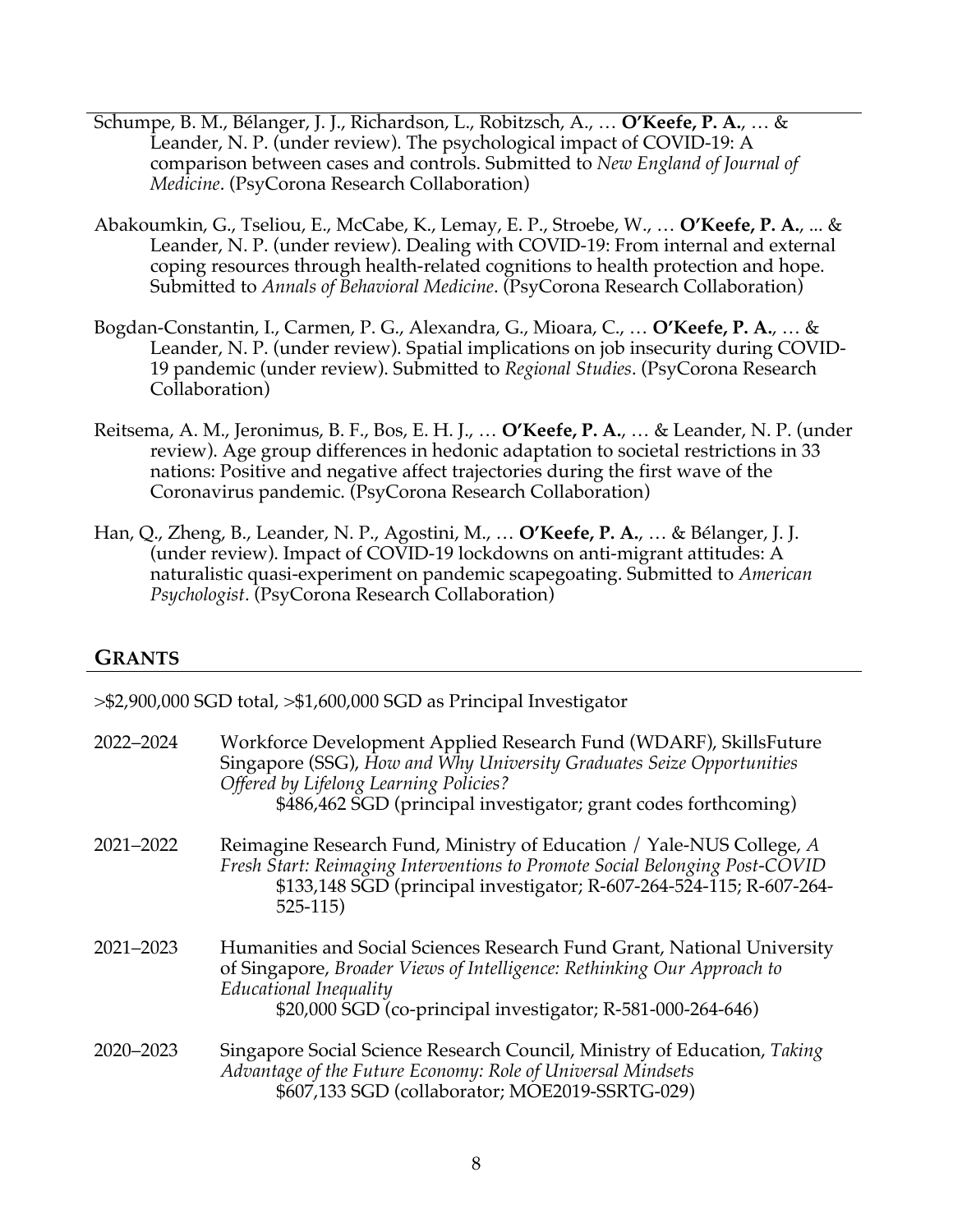Schumpe, B. M., Bélanger, J. J., Richardson, L., Robitzsch, A., … **O'Keefe, P. A.**, … & Leander, N. P. (under review). The psychological impact of COVID-19: A comparison between cases and controls. Submitted to *New England of Journal of Medicine*. (PsyCorona Research Collaboration)

Abakoumkin, G., Tseliou, E., McCabe, K., Lemay, E. P., Stroebe, W., … **O'Keefe, P. A.**, ... & Leander, N. P. (under review). Dealing with COVID-19: From internal and external coping resources through health-related cognitions to health protection and hope. Submitted to *Annals of Behavioral Medicine*. (PsyCorona Research Collaboration)

Bogdan-Constantin, I., Carmen, P. G., Alexandra, G., Mioara, C., … **O'Keefe, P. A.**, … & Leander, N. P. (under review). Spatial implications on job insecurity during COVID-19 pandemic (under review). Submitted to *Regional Studies*. (PsyCorona Research Collaboration)

Reitsema, A. M., Jeronimus, B. F., Bos, E. H. J., … **O'Keefe, P. A.**, … & Leander, N. P. (under review). Age group differences in hedonic adaptation to societal restrictions in 33 nations: Positive and negative affect trajectories during the first wave of the Coronavirus pandemic. (PsyCorona Research Collaboration)

Han, Q., Zheng, B., Leander, N. P., Agostini, M., … **O'Keefe, P. A.**, … & Bélanger, J. J. (under review). Impact of COVID-19 lockdowns on anti-migrant attitudes: A naturalistic quasi-experiment on pandemic scapegoating. Submitted to *American Psychologist*. (PsyCorona Research Collaboration)

## GRANTS

>$2,900,000 SGD total, >$1,600,000 SGD as Principal Investigator

2022–2024 Workforce Development Applied Research Fund (WDARF), SkillsFuture Singapore (SSG), *How and Why University Graduates Seize Opportunities Offered by Lifelong Learning Policies?*
$486,462 SGD (principal investigator; grant codes forthcoming)

2021–2022 Reimagine Research Fund, Ministry of Education / Yale-NUS College, *A Fresh Start: Reimaging Interventions to Promote Social Belonging Post-COVID*
$133,148 SGD (principal investigator; R-607-264-524-115; R-607-264-525-115)

2021–2023 Humanities and Social Sciences Research Fund Grant, National University of Singapore, *Broader Views of Intelligence: Rethinking Our Approach to Educational Inequality*
$20,000 SGD (co-principal investigator; R-581-000-264-646)

2020–2023 Singapore Social Science Research Council, Ministry of Education, *Taking Advantage of the Future Economy: Role of Universal Mindsets*
$607,133 SGD (collaborator; MOE2019-SSRTG-029)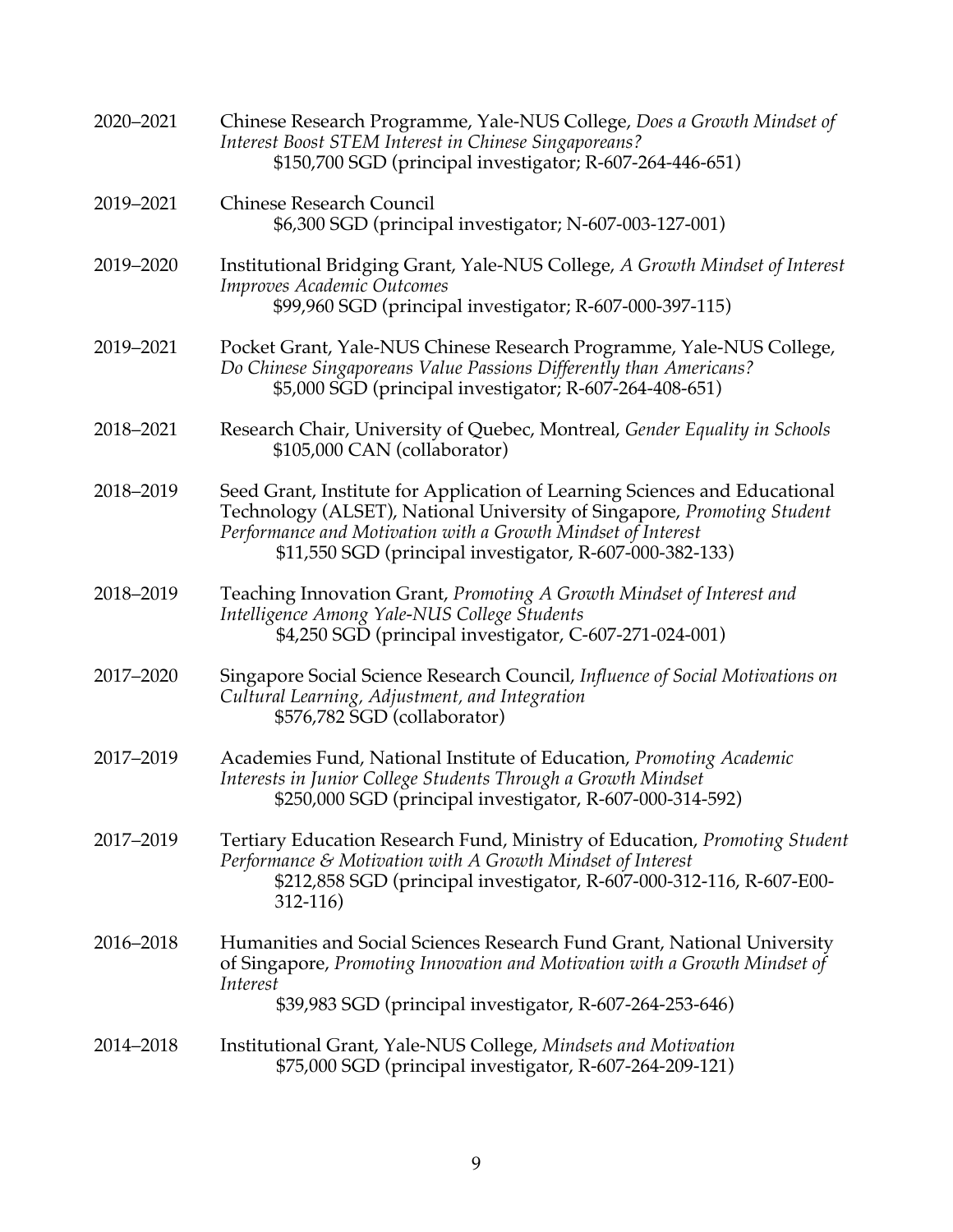2020–2021 Chinese Research Programme, Yale-NUS College, *Does a Growth Mindset of Interest Boost STEM Interest in Chinese Singaporeans?*
  $150,700 SGD (principal investigator; R-607-264-446-651)

2019–2021 Chinese Research Council
  $6,300 SGD (principal investigator; N-607-003-127-001)

2019–2020 Institutional Bridging Grant, Yale-NUS College, *A Growth Mindset of Interest Improves Academic Outcomes*
  $99,960 SGD (principal investigator; R-607-000-397-115)

2019–2021 Pocket Grant, Yale-NUS Chinese Research Programme, Yale-NUS College, *Do Chinese Singaporeans Value Passions Differently than Americans?*
  $5,000 SGD (principal investigator; R-607-264-408-651)

2018–2021 Research Chair, University of Quebec, Montreal, *Gender Equality in Schools*
  $105,000 CAN (collaborator)

2018–2019 Seed Grant, Institute for Application of Learning Sciences and Educational Technology (ALSET), National University of Singapore, *Promoting Student Performance and Motivation with a Growth Mindset of Interest*
  $11,550 SGD (principal investigator, R-607-000-382-133)

2018–2019 Teaching Innovation Grant, *Promoting A Growth Mindset of Interest and Intelligence Among Yale-NUS College Students*
  $4,250 SGD (principal investigator, C-607-271-024-001)

2017–2020 Singapore Social Science Research Council, *Influence of Social Motivations on Cultural Learning, Adjustment, and Integration*
  $576,782 SGD (collaborator)

2017–2019 Academies Fund, National Institute of Education, *Promoting Academic Interests in Junior College Students Through a Growth Mindset*
  $250,000 SGD (principal investigator, R-607-000-314-592)

2017–2019 Tertiary Education Research Fund, Ministry of Education, *Promoting Student Performance & Motivation with A Growth Mindset of Interest*
  $212,858 SGD (principal investigator, R-607-000-312-116, R-607-E00-312-116)

2016–2018 Humanities and Social Sciences Research Fund Grant, National University of Singapore, *Promoting Innovation and Motivation with a Growth Mindset of Interest*
  $39,983 SGD (principal investigator, R-607-264-253-646)

2014–2018 Institutional Grant, Yale-NUS College, *Mindsets and Motivation*
  $75,000 SGD (principal investigator, R-607-264-209-121)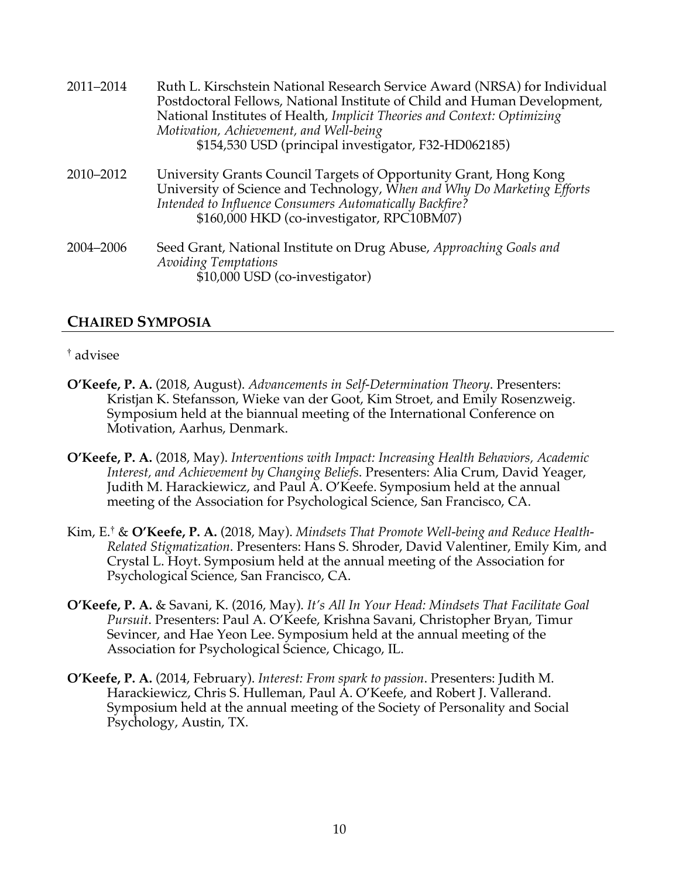2011–2014 Ruth L. Kirschstein National Research Service Award (NRSA) for Individual Postdoctoral Fellows, National Institute of Child and Human Development, National Institutes of Health, *Implicit Theories and Context: Optimizing Motivation, Achievement, and Well-being*
$154,530 USD (principal investigator, F32-HD062185)

2010–2012 University Grants Council Targets of Opportunity Grant, Hong Kong University of Science and Technology, *When and Why Do Marketing Efforts Intended to Influence Consumers Automatically Backfire?*
$160,000 HKD (co-investigator, RPC10BM07)

2004–2006 Seed Grant, National Institute on Drug Abuse, *Approaching Goals and Avoiding Temptations*
$10,000 USD (co-investigator)

## CHAIRED SYMPOSIA

† advisee

**O'Keefe, P. A.** (2018, August). *Advancements in Self-Determination Theory*. Presenters: Kristjan K. Stefansson, Wieke van der Goot, Kim Stroet, and Emily Rosenzweig. Symposium held at the biannual meeting of the International Conference on Motivation, Aarhus, Denmark.

**O'Keefe, P. A.** (2018, May). *Interventions with Impact: Increasing Health Behaviors, Academic Interest, and Achievement by Changing Beliefs*. Presenters: Alia Crum, David Yeager, Judith M. Harackiewicz, and Paul A. O'Keefe. Symposium held at the annual meeting of the Association for Psychological Science, San Francisco, CA.

Kim, E.† & **O'Keefe, P. A.** (2018, May). *Mindsets That Promote Well-being and Reduce Health-Related Stigmatization*. Presenters: Hans S. Shroder, David Valentiner, Emily Kim, and Crystal L. Hoyt. Symposium held at the annual meeting of the Association for Psychological Science, San Francisco, CA.

**O'Keefe, P. A.** & Savani, K. (2016, May). *It's All In Your Head: Mindsets That Facilitate Goal Pursuit*. Presenters: Paul A. O'Keefe, Krishna Savani, Christopher Bryan, Timur Sevincer, and Hae Yeon Lee. Symposium held at the annual meeting of the Association for Psychological Science, Chicago, IL.

**O'Keefe, P. A.** (2014, February). *Interest: From spark to passion*. Presenters: Judith M. Harackiewicz, Chris S. Hulleman, Paul A. O'Keefe, and Robert J. Vallerand. Symposium held at the annual meeting of the Society of Personality and Social Psychology, Austin, TX.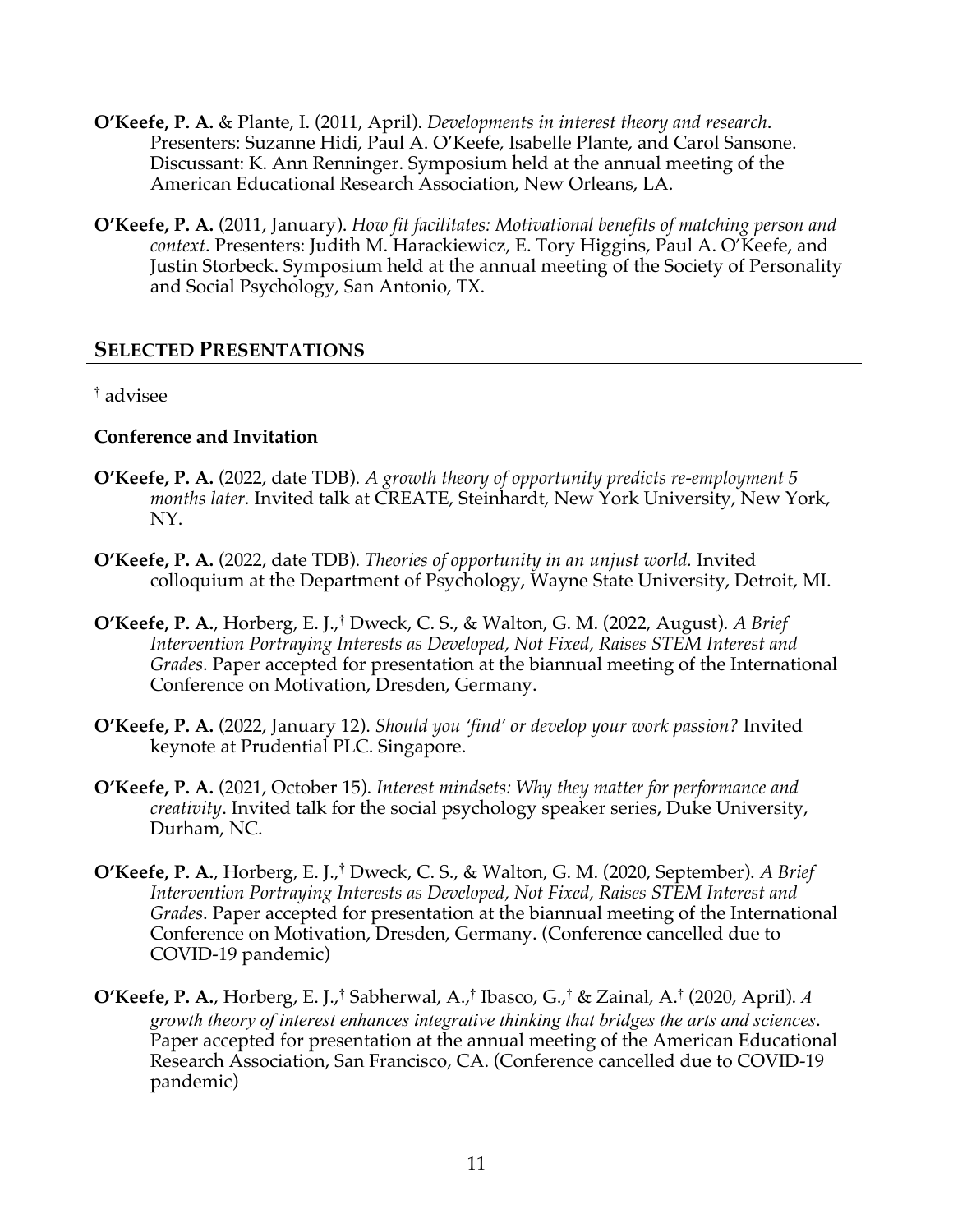**O'Keefe, P. A.** & Plante, I. (2011, April). *Developments in interest theory and research*. Presenters: Suzanne Hidi, Paul A. O'Keefe, Isabelle Plante, and Carol Sansone. Discussant: K. Ann Renninger. Symposium held at the annual meeting of the American Educational Research Association, New Orleans, LA.

**O'Keefe, P. A.** (2011, January). *How fit facilitates: Motivational benefits of matching person and context*. Presenters: Judith M. Harackiewicz, E. Tory Higgins, Paul A. O'Keefe, and Justin Storbeck. Symposium held at the annual meeting of the Society of Personality and Social Psychology, San Antonio, TX.

## SELECTED PRESENTATIONS

† advisee

### Conference and Invitation

**O'Keefe, P. A.** (2022, date TDB). *A growth theory of opportunity predicts re-employment 5 months later.* Invited talk at CREATE, Steinhardt, New York University, New York, NY.

**O'Keefe, P. A.** (2022, date TDB). *Theories of opportunity in an unjust world.* Invited colloquium at the Department of Psychology, Wayne State University, Detroit, MI.

**O'Keefe, P. A.**, Horberg, E. J.,† Dweck, C. S., & Walton, G. M. (2022, August). *A Brief Intervention Portraying Interests as Developed, Not Fixed, Raises STEM Interest and Grades*. Paper accepted for presentation at the biannual meeting of the International Conference on Motivation, Dresden, Germany.

**O'Keefe, P. A.** (2022, January 12). *Should you 'find' or develop your work passion?* Invited keynote at Prudential PLC. Singapore.

**O'Keefe, P. A.** (2021, October 15). *Interest mindsets: Why they matter for performance and creativity*. Invited talk for the social psychology speaker series, Duke University, Durham, NC.

**O'Keefe, P. A.**, Horberg, E. J.,† Dweck, C. S., & Walton, G. M. (2020, September). *A Brief Intervention Portraying Interests as Developed, Not Fixed, Raises STEM Interest and Grades*. Paper accepted for presentation at the biannual meeting of the International Conference on Motivation, Dresden, Germany. (Conference cancelled due to COVID-19 pandemic)

**O'Keefe, P. A.**, Horberg, E. J.,† Sabherwal, A.,† Ibasco, G.,† & Zainal, A.† (2020, April). *A growth theory of interest enhances integrative thinking that bridges the arts and sciences*. Paper accepted for presentation at the annual meeting of the American Educational Research Association, San Francisco, CA. (Conference cancelled due to COVID-19 pandemic)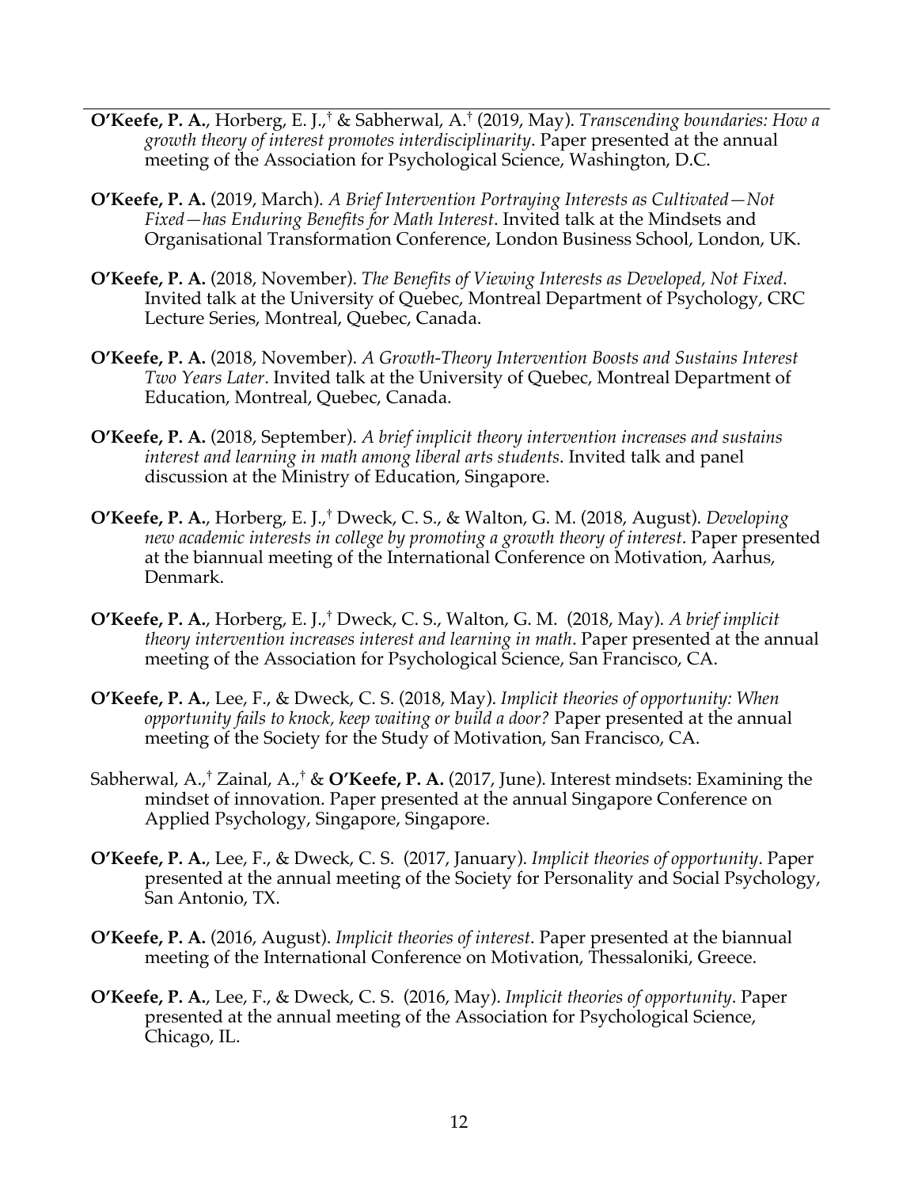**O'Keefe, P. A.**, Horberg, E. J.,† & Sabherwal, A.† (2019, May). *Transcending boundaries: How a growth theory of interest promotes interdisciplinarity*. Paper presented at the annual meeting of the Association for Psychological Science, Washington, D.C.

**O'Keefe, P. A.** (2019, March). *A Brief Intervention Portraying Interests as Cultivated—Not Fixed—has Enduring Benefits for Math Interest*. Invited talk at the Mindsets and Organisational Transformation Conference, London Business School, London, UK.

**O'Keefe, P. A.** (2018, November). *The Benefits of Viewing Interests as Developed, Not Fixed*. Invited talk at the University of Quebec, Montreal Department of Psychology, CRC Lecture Series, Montreal, Quebec, Canada.

**O'Keefe, P. A.** (2018, November). *A Growth-Theory Intervention Boosts and Sustains Interest Two Years Later*. Invited talk at the University of Quebec, Montreal Department of Education, Montreal, Quebec, Canada.

**O'Keefe, P. A.** (2018, September). *A brief implicit theory intervention increases and sustains interest and learning in math among liberal arts students*. Invited talk and panel discussion at the Ministry of Education, Singapore.

**O'Keefe, P. A.**, Horberg, E. J.,† Dweck, C. S., & Walton, G. M. (2018, August). *Developing new academic interests in college by promoting a growth theory of interest*. Paper presented at the biannual meeting of the International Conference on Motivation, Aarhus, Denmark.

**O'Keefe, P. A.**, Horberg, E. J.,† Dweck, C. S., Walton, G. M. (2018, May). *A brief implicit theory intervention increases interest and learning in math*. Paper presented at the annual meeting of the Association for Psychological Science, San Francisco, CA.

**O'Keefe, P. A.**, Lee, F., & Dweck, C. S. (2018, May). *Implicit theories of opportunity: When opportunity fails to knock, keep waiting or build a door?* Paper presented at the annual meeting of the Society for the Study of Motivation, San Francisco, CA.

Sabherwal, A.,† Zainal, A.,† & **O'Keefe, P. A.** (2017, June). Interest mindsets: Examining the mindset of innovation. Paper presented at the annual Singapore Conference on Applied Psychology, Singapore, Singapore.

**O'Keefe, P. A.**, Lee, F., & Dweck, C. S. (2017, January). *Implicit theories of opportunity*. Paper presented at the annual meeting of the Society for Personality and Social Psychology, San Antonio, TX.

**O'Keefe, P. A.** (2016, August). *Implicit theories of interest*. Paper presented at the biannual meeting of the International Conference on Motivation, Thessaloniki, Greece.

**O'Keefe, P. A.**, Lee, F., & Dweck, C. S. (2016, May). *Implicit theories of opportunity*. Paper presented at the annual meeting of the Association for Psychological Science, Chicago, IL.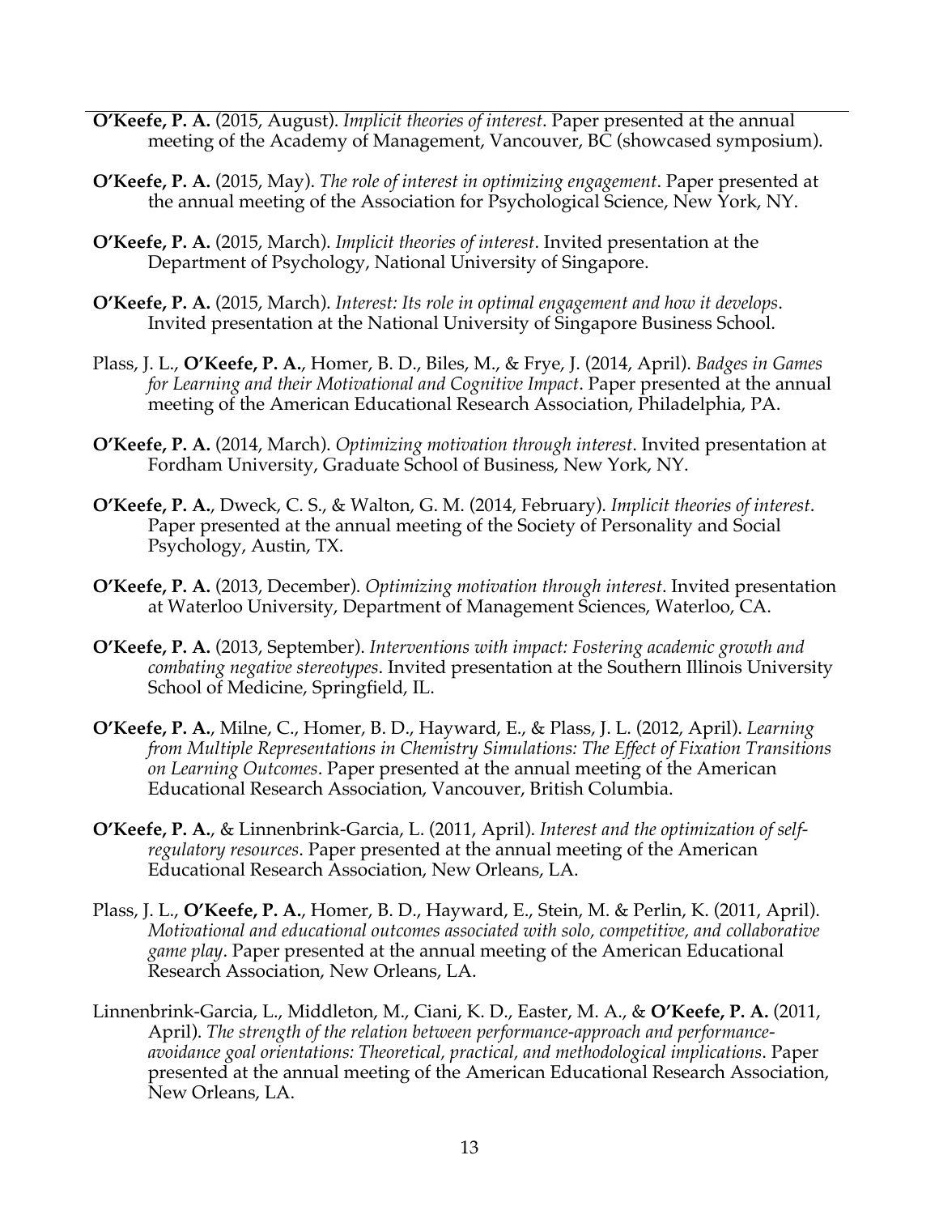**O'Keefe, P. A.** (2015, August). *Implicit theories of interest*. Paper presented at the annual meeting of the Academy of Management, Vancouver, BC (showcased symposium).

**O'Keefe, P. A.** (2015, May). *The role of interest in optimizing engagement*. Paper presented at the annual meeting of the Association for Psychological Science, New York, NY.

**O'Keefe, P. A.** (2015, March). *Implicit theories of interest*. Invited presentation at the Department of Psychology, National University of Singapore.

**O'Keefe, P. A.** (2015, March). *Interest: Its role in optimal engagement and how it develops*. Invited presentation at the National University of Singapore Business School.

Plass, J. L., **O'Keefe, P. A.**, Homer, B. D., Biles, M., & Frye, J. (2014, April). *Badges in Games for Learning and their Motivational and Cognitive Impact*. Paper presented at the annual meeting of the American Educational Research Association, Philadelphia, PA.

**O'Keefe, P. A.** (2014, March). *Optimizing motivation through interest*. Invited presentation at Fordham University, Graduate School of Business, New York, NY.

**O'Keefe, P. A.**, Dweck, C. S., & Walton, G. M. (2014, February). *Implicit theories of interest*. Paper presented at the annual meeting of the Society of Personality and Social Psychology, Austin, TX.

**O'Keefe, P. A.** (2013, December). *Optimizing motivation through interest*. Invited presentation at Waterloo University, Department of Management Sciences, Waterloo, CA.

**O'Keefe, P. A.** (2013, September). *Interventions with impact: Fostering academic growth and combating negative stereotypes*. Invited presentation at the Southern Illinois University School of Medicine, Springfield, IL.

**O'Keefe, P. A.**, Milne, C., Homer, B. D., Hayward, E., & Plass, J. L. (2012, April). *Learning from Multiple Representations in Chemistry Simulations: The Effect of Fixation Transitions on Learning Outcomes*. Paper presented at the annual meeting of the American Educational Research Association, Vancouver, British Columbia.

**O'Keefe, P. A.**, & Linnenbrink-Garcia, L. (2011, April). *Interest and the optimization of self-regulatory resources*. Paper presented at the annual meeting of the American Educational Research Association, New Orleans, LA.

Plass, J. L., **O'Keefe, P. A.**, Homer, B. D., Hayward, E., Stein, M. & Perlin, K. (2011, April). *Motivational and educational outcomes associated with solo, competitive, and collaborative game play*. Paper presented at the annual meeting of the American Educational Research Association, New Orleans, LA.

Linnenbrink-Garcia, L., Middleton, M., Ciani, K. D., Easter, M. A., & **O'Keefe, P. A.** (2011, April). *The strength of the relation between performance-approach and performance-avoidance goal orientations: Theoretical, practical, and methodological implications*. Paper presented at the annual meeting of the American Educational Research Association, New Orleans, LA.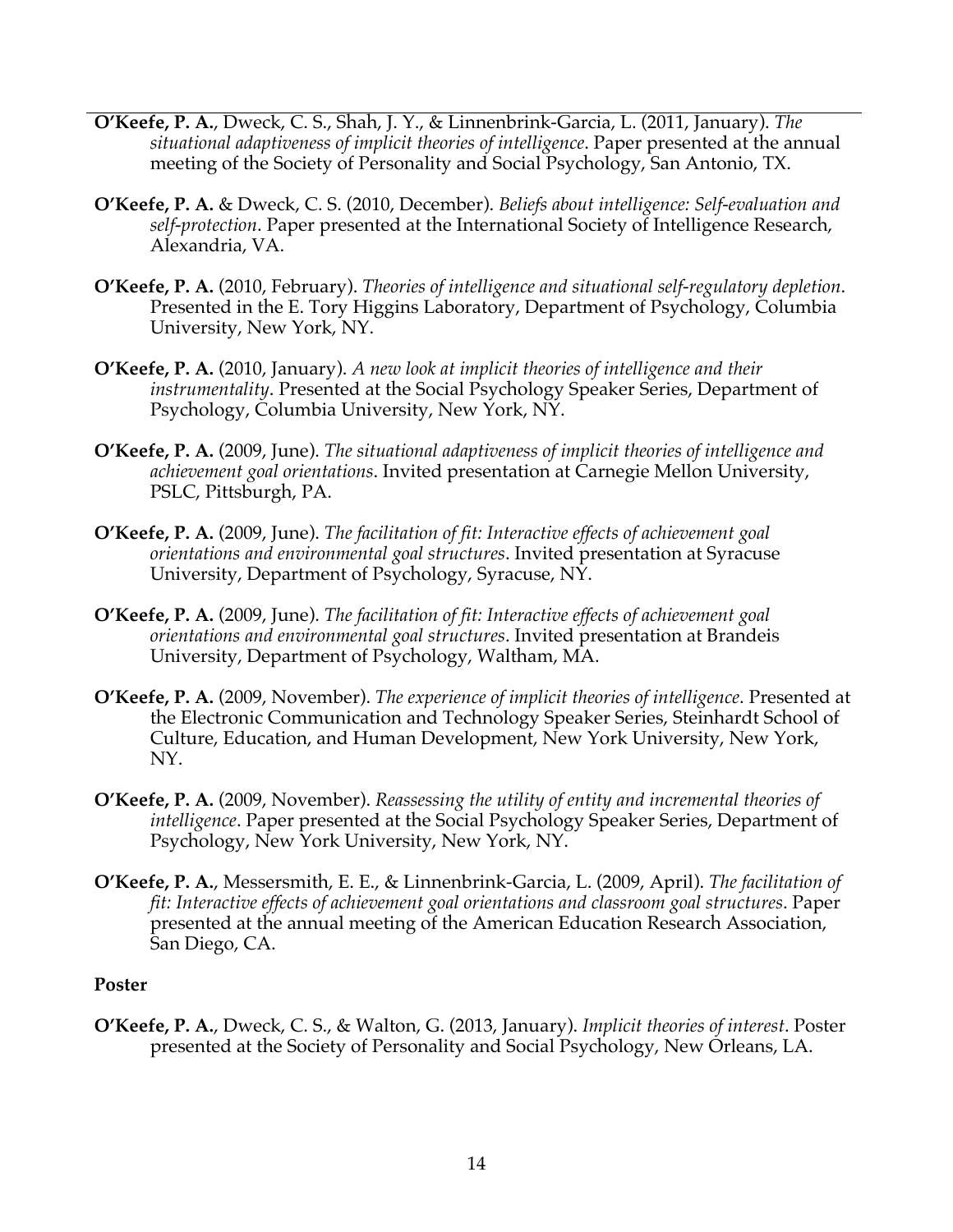**O'Keefe, P. A.**, Dweck, C. S., Shah, J. Y., & Linnenbrink-Garcia, L. (2011, January). *The situational adaptiveness of implicit theories of intelligence*. Paper presented at the annual meeting of the Society of Personality and Social Psychology, San Antonio, TX.

**O'Keefe, P. A.** & Dweck, C. S. (2010, December). *Beliefs about intelligence: Self-evaluation and self-protection*. Paper presented at the International Society of Intelligence Research, Alexandria, VA.

**O'Keefe, P. A.** (2010, February). *Theories of intelligence and situational self-regulatory depletion*. Presented in the E. Tory Higgins Laboratory, Department of Psychology, Columbia University, New York, NY.

**O'Keefe, P. A.** (2010, January). *A new look at implicit theories of intelligence and their instrumentality*. Presented at the Social Psychology Speaker Series, Department of Psychology, Columbia University, New York, NY.

**O'Keefe, P. A.** (2009, June). *The situational adaptiveness of implicit theories of intelligence and achievement goal orientations*. Invited presentation at Carnegie Mellon University, PSLC, Pittsburgh, PA.

**O'Keefe, P. A.** (2009, June). *The facilitation of fit: Interactive effects of achievement goal orientations and environmental goal structures*. Invited presentation at Syracuse University, Department of Psychology, Syracuse, NY.

**O'Keefe, P. A.** (2009, June). *The facilitation of fit: Interactive effects of achievement goal orientations and environmental goal structures*. Invited presentation at Brandeis University, Department of Psychology, Waltham, MA.

**O'Keefe, P. A.** (2009, November). *The experience of implicit theories of intelligence*. Presented at the Electronic Communication and Technology Speaker Series, Steinhardt School of Culture, Education, and Human Development, New York University, New York, NY.

**O'Keefe, P. A.** (2009, November). *Reassessing the utility of entity and incremental theories of intelligence*. Paper presented at the Social Psychology Speaker Series, Department of Psychology, New York University, New York, NY.

**O'Keefe, P. A.**, Messersmith, E. E., & Linnenbrink-Garcia, L. (2009, April). *The facilitation of fit: Interactive effects of achievement goal orientations and classroom goal structures*. Paper presented at the annual meeting of the American Education Research Association, San Diego, CA.

**Poster**

**O'Keefe, P. A.**, Dweck, C. S., & Walton, G. (2013, January). *Implicit theories of interest*. Poster presented at the Society of Personality and Social Psychology, New Orleans, LA.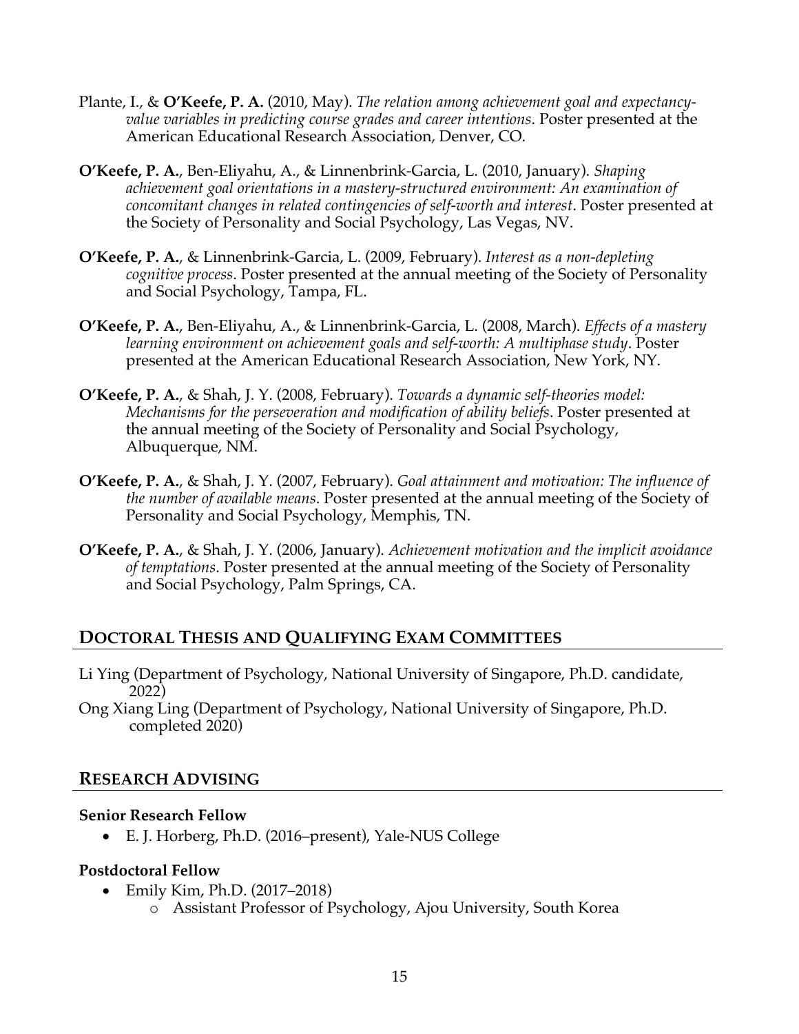Plante, I., & **O'Keefe, P. A.** (2010, May). *The relation among achievement goal and expectancy-value variables in predicting course grades and career intentions*. Poster presented at the American Educational Research Association, Denver, CO.

**O'Keefe, P. A.**, Ben-Eliyahu, A., & Linnenbrink-Garcia, L. (2010, January). *Shaping achievement goal orientations in a mastery-structured environment: An examination of concomitant changes in related contingencies of self-worth and interest*. Poster presented at the Society of Personality and Social Psychology, Las Vegas, NV.

**O'Keefe, P. A.**, & Linnenbrink-Garcia, L. (2009, February). *Interest as a non-depleting cognitive process*. Poster presented at the annual meeting of the Society of Personality and Social Psychology, Tampa, FL.

**O'Keefe, P. A.**, Ben-Eliyahu, A., & Linnenbrink-Garcia, L. (2008, March). *Effects of a mastery learning environment on achievement goals and self-worth: A multiphase study*. Poster presented at the American Educational Research Association, New York, NY.

**O'Keefe, P. A.**, & Shah, J. Y. (2008, February). *Towards a dynamic self-theories model: Mechanisms for the perseveration and modification of ability beliefs*. Poster presented at the annual meeting of the Society of Personality and Social Psychology, Albuquerque, NM.

**O'Keefe, P. A.**, & Shah, J. Y. (2007, February). *Goal attainment and motivation: The influence of the number of available means*. Poster presented at the annual meeting of the Society of Personality and Social Psychology, Memphis, TN.

**O'Keefe, P. A.**, & Shah, J. Y. (2006, January). *Achievement motivation and the implicit avoidance of temptations*. Poster presented at the annual meeting of the Society of Personality and Social Psychology, Palm Springs, CA.

## DOCTORAL THESIS AND QUALIFYING EXAM COMMITTEES

Li Ying (Department of Psychology, National University of Singapore, Ph.D. candidate, 2022)

Ong Xiang Ling (Department of Psychology, National University of Singapore, Ph.D. completed 2020)

## RESEARCH ADVISING

**Senior Research Fellow**

- E. J. Horberg, Ph.D. (2016–present), Yale-NUS College

**Postdoctoral Fellow**

- Emily Kim, Ph.D. (2017–2018)
  - Assistant Professor of Psychology, Ajou University, South Korea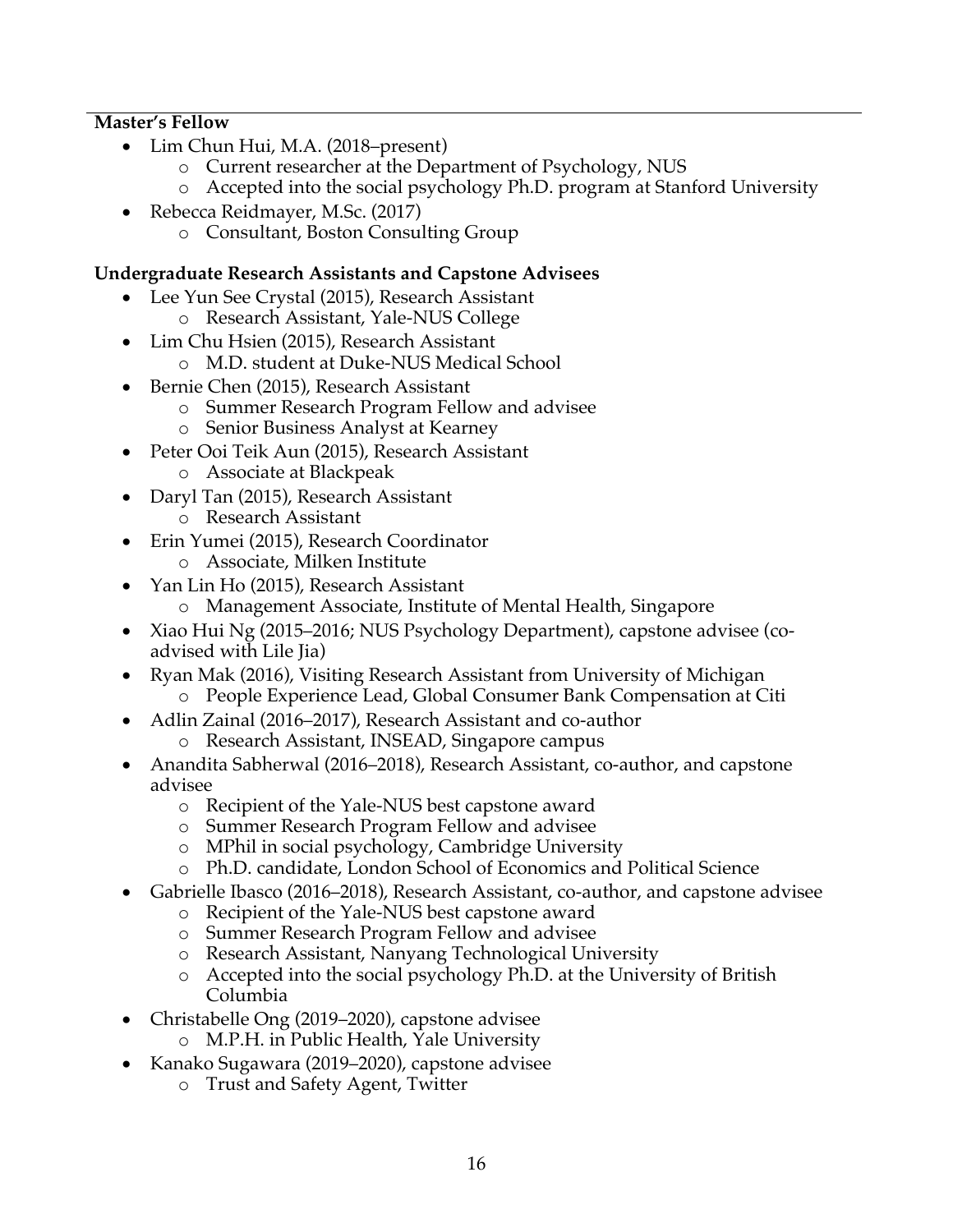**Master's Fellow**

- Lim Chun Hui, M.A. (2018–present)
    - Current researcher at the Department of Psychology, NUS
    - Accepted into the social psychology Ph.D. program at Stanford University
- Rebecca Reidmayer, M.Sc. (2017)
    - Consultant, Boston Consulting Group

**Undergraduate Research Assistants and Capstone Advisees**

- Lee Yun See Crystal (2015), Research Assistant
    - Research Assistant, Yale-NUS College
- Lim Chu Hsien (2015), Research Assistant
    - M.D. student at Duke-NUS Medical School
- Bernie Chen (2015), Research Assistant
    - Summer Research Program Fellow and advisee
    - Senior Business Analyst at Kearney
- Peter Ooi Teik Aun (2015), Research Assistant
    - Associate at Blackpeak
- Daryl Tan (2015), Research Assistant
    - Research Assistant
- Erin Yumei (2015), Research Coordinator
    - Associate, Milken Institute
- Yan Lin Ho (2015), Research Assistant
    - Management Associate, Institute of Mental Health, Singapore
- Xiao Hui Ng (2015–2016; NUS Psychology Department), capstone advisee (co-advised with Lile Jia)
- Ryan Mak (2016), Visiting Research Assistant from University of Michigan
    - People Experience Lead, Global Consumer Bank Compensation at Citi
- Adlin Zainal (2016–2017), Research Assistant and co-author
    - Research Assistant, INSEAD, Singapore campus
- Anandita Sabherwal (2016–2018), Research Assistant, co-author, and capstone advisee
    - Recipient of the Yale-NUS best capstone award
    - Summer Research Program Fellow and advisee
    - MPhil in social psychology, Cambridge University
    - Ph.D. candidate, London School of Economics and Political Science
- Gabrielle Ibasco (2016–2018), Research Assistant, co-author, and capstone advisee
    - Recipient of the Yale-NUS best capstone award
    - Summer Research Program Fellow and advisee
    - Research Assistant, Nanyang Technological University
    - Accepted into the social psychology Ph.D. at the University of British Columbia
- Christabelle Ong (2019–2020), capstone advisee
    - M.P.H. in Public Health, Yale University
- Kanako Sugawara (2019–2020), capstone advisee
    - Trust and Safety Agent, Twitter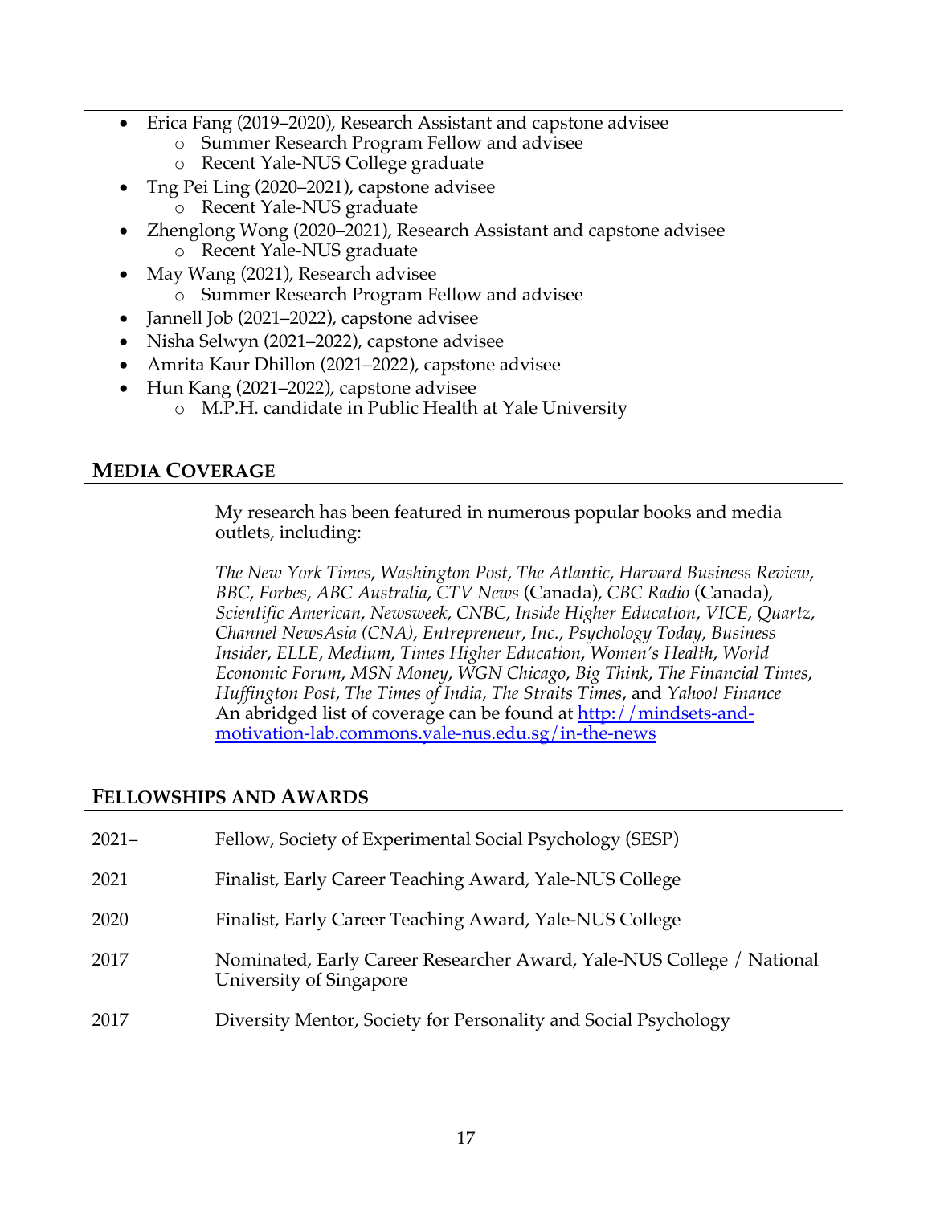- Erica Fang (2019–2020), Research Assistant and capstone advisee
  - Summer Research Program Fellow and advisee
  - Recent Yale-NUS College graduate
- Tng Pei Ling (2020–2021), capstone advisee
  - Recent Yale-NUS graduate
- Zhenglong Wong (2020–2021), Research Assistant and capstone advisee
  - Recent Yale-NUS graduate
- May Wang (2021), Research advisee
  - Summer Research Program Fellow and advisee
- Jannell Job (2021–2022), capstone advisee
- Nisha Selwyn (2021–2022), capstone advisee
- Amrita Kaur Dhillon (2021–2022), capstone advisee
- Hun Kang (2021–2022), capstone advisee
  - M.P.H. candidate in Public Health at Yale University

## MEDIA COVERAGE

My research has been featured in numerous popular books and media outlets, including:

*The New York Times*, *Washington Post*, *The Atlantic*, *Harvard Business Review*, *BBC*, *Forbes*, *ABC Australia*, *CTV News* (Canada), *CBC Radio* (Canada), *Scientific American*, *Newsweek*, *CNBC*, *Inside Higher Education*, *VICE*, *Quartz*, *Channel NewsAsia (CNA)*, *Entrepreneur*, *Inc.*, *Psychology Today*, *Business Insider*, *ELLE*, *Medium*, *Times Higher Education*, *Women's Health*, *World Economic Forum*, *MSN Money*, *WGN Chicago*, *Big Think*, *The Financial Times*, *Huffington Post*, *The Times of India*, *The Straits Times*, and *Yahoo! Finance*
An abridged list of coverage can be found at [http://mindsets-and-motivation-lab.commons.yale-nus.edu.sg/in-the-news](http://mindsets-and-motivation-lab.commons.yale-nus.edu.sg/in-the-news)

## FELLOWSHIPS AND AWARDS

| | |
|---|---|
| 2021– | Fellow, Society of Experimental Social Psychology (SESP) |
| 2021 | Finalist, Early Career Teaching Award, Yale-NUS College |
| 2020 | Finalist, Early Career Teaching Award, Yale-NUS College |
| 2017 | Nominated, Early Career Researcher Award, Yale-NUS College / National University of Singapore |
| 2017 | Diversity Mentor, Society for Personality and Social Psychology |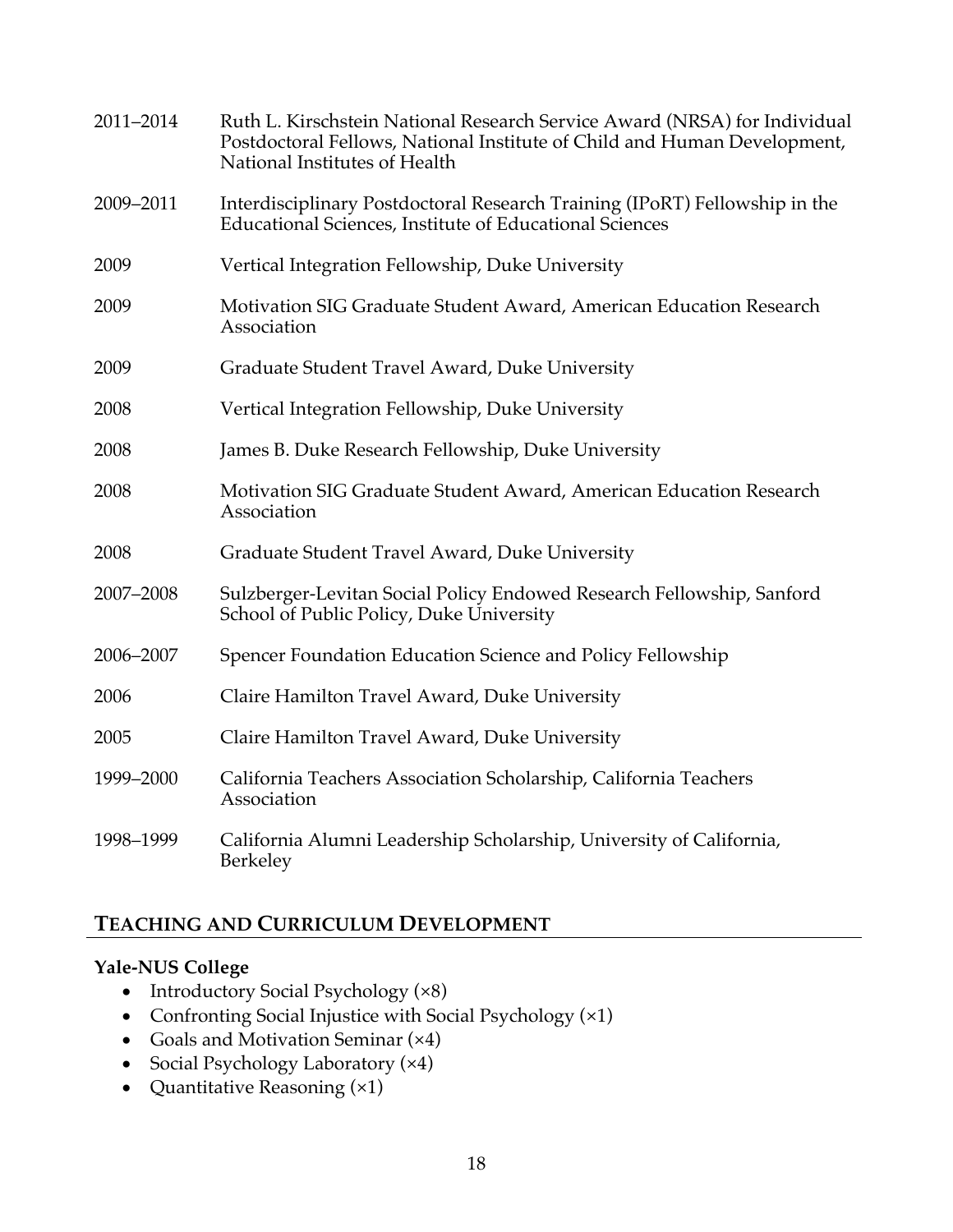2011–2014 Ruth L. Kirschstein National Research Service Award (NRSA) for Individual Postdoctoral Fellows, National Institute of Child and Human Development, National Institutes of Health

2009–2011 Interdisciplinary Postdoctoral Research Training (IPoRT) Fellowship in the Educational Sciences, Institute of Educational Sciences

2009 Vertical Integration Fellowship, Duke University

2009 Motivation SIG Graduate Student Award, American Education Research Association

2009 Graduate Student Travel Award, Duke University

2008 Vertical Integration Fellowship, Duke University

2008 James B. Duke Research Fellowship, Duke University

2008 Motivation SIG Graduate Student Award, American Education Research Association

2008 Graduate Student Travel Award, Duke University

2007–2008 Sulzberger-Levitan Social Policy Endowed Research Fellowship, Sanford School of Public Policy, Duke University

2006–2007 Spencer Foundation Education Science and Policy Fellowship

2006 Claire Hamilton Travel Award, Duke University

2005 Claire Hamilton Travel Award, Duke University

1999–2000 California Teachers Association Scholarship, California Teachers Association

1998–1999 California Alumni Leadership Scholarship, University of California, Berkeley

## TEACHING AND CURRICULUM DEVELOPMENT

**Yale-NUS College**

- Introductory Social Psychology (×8)
- Confronting Social Injustice with Social Psychology (×1)
- Goals and Motivation Seminar (×4)
- Social Psychology Laboratory (×4)
- Quantitative Reasoning (×1)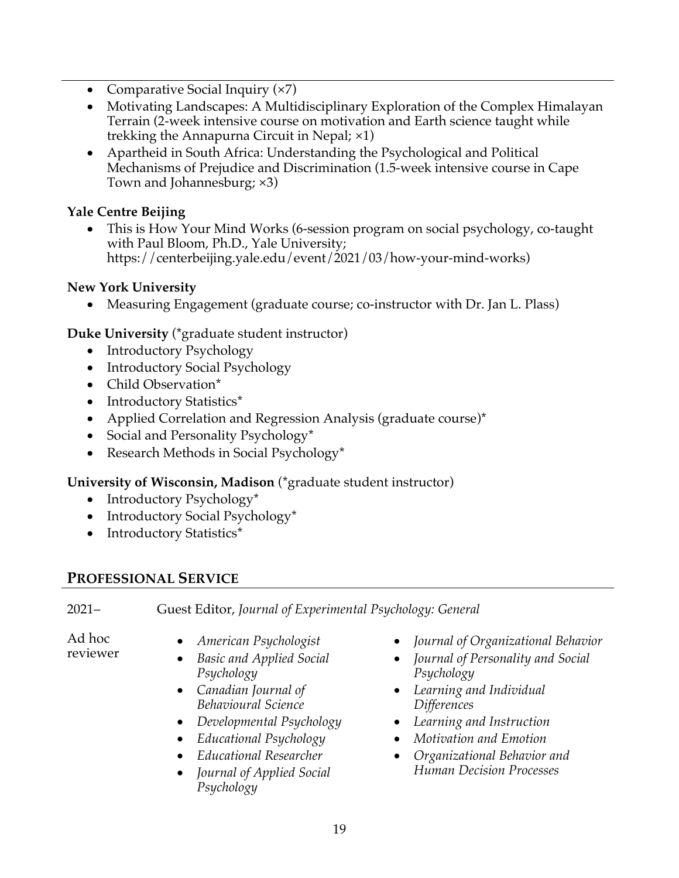- Comparative Social Inquiry (×7)
- Motivating Landscapes: A Multidisciplinary Exploration of the Complex Himalayan Terrain (2-week intensive course on motivation and Earth science taught while trekking the Annapurna Circuit in Nepal; ×1)
- Apartheid in South Africa: Understanding the Psychological and Political Mechanisms of Prejudice and Discrimination (1.5-week intensive course in Cape Town and Johannesburg; ×3)

**Yale Centre Beijing**

- This is How Your Mind Works (6-session program on social psychology, co-taught with Paul Bloom, Ph.D., Yale University; https://centerbeijing.yale.edu/event/2021/03/how-your-mind-works)

**New York University**

- Measuring Engagement (graduate course; co-instructor with Dr. Jan L. Plass)

**Duke University** (*graduate student instructor)

- Introductory Psychology
- Introductory Social Psychology
- Child Observation*
- Introductory Statistics*
- Applied Correlation and Regression Analysis (graduate course)*
- Social and Personality Psychology*
- Research Methods in Social Psychology*

**University of Wisconsin, Madison** (*graduate student instructor)

- Introductory Psychology*
- Introductory Social Psychology*
- Introductory Statistics*

## PROFESSIONAL SERVICE

2021– Guest Editor, *Journal of Experimental Psychology: General*

Ad hoc reviewer

- *American Psychologist*
- *Basic and Applied Social Psychology*
- *Canadian Journal of Behavioural Science*
- *Developmental Psychology*
- *Educational Psychology*
- *Educational Researcher*
- *Journal of Applied Social Psychology*
- *Journal of Organizational Behavior*
- *Journal of Personality and Social Psychology*
- *Learning and Individual Differences*
- *Learning and Instruction*
- *Motivation and Emotion*
- *Organizational Behavior and Human Decision Processes*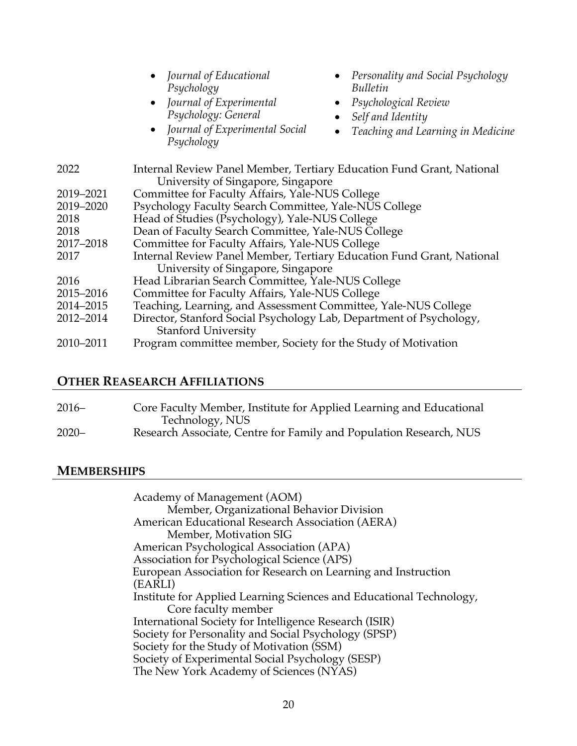- *Journal of Educational Psychology*
- *Journal of Experimental Psychology: General*
- *Journal of Experimental Social Psychology*
- *Personality and Social Psychology Bulletin*
- *Psychological Review*
- *Self and Identity*
- *Teaching and Learning in Medicine*

| | |
|---|---|
| 2022 | Internal Review Panel Member, Tertiary Education Fund Grant, National University of Singapore, Singapore |
| 2019–2021 | Committee for Faculty Affairs, Yale-NUS College |
| 2019–2020 | Psychology Faculty Search Committee, Yale-NUS College |
| 2018 | Head of Studies (Psychology), Yale-NUS College |
| 2018 | Dean of Faculty Search Committee, Yale-NUS College |
| 2017–2018 | Committee for Faculty Affairs, Yale-NUS College |
| 2017 | Internal Review Panel Member, Tertiary Education Fund Grant, National University of Singapore, Singapore |
| 2016 | Head Librarian Search Committee, Yale-NUS College |
| 2015–2016 | Committee for Faculty Affairs, Yale-NUS College |
| 2014–2015 | Teaching, Learning, and Assessment Committee, Yale-NUS College |
| 2012–2014 | Director, Stanford Social Psychology Lab, Department of Psychology, Stanford University |
| 2010–2011 | Program committee member, Society for the Study of Motivation |

## OTHER REASEARCH AFFILIATIONS

| | |
|---|---|
| 2016– | Core Faculty Member, Institute for Applied Learning and Educational Technology, NUS |
| 2020– | Research Associate, Centre for Family and Population Research, NUS |

## MEMBERSHIPS

Academy of Management (AOM)
  Member, Organizational Behavior Division
American Educational Research Association (AERA)
  Member, Motivation SIG
American Psychological Association (APA)
Association for Psychological Science (APS)
European Association for Research on Learning and Instruction (EARLI)
Institute for Applied Learning Sciences and Educational Technology,
  Core faculty member
International Society for Intelligence Research (ISIR)
Society for Personality and Social Psychology (SPSP)
Society for the Study of Motivation (SSM)
Society of Experimental Social Psychology (SESP)
The New York Academy of Sciences (NYAS)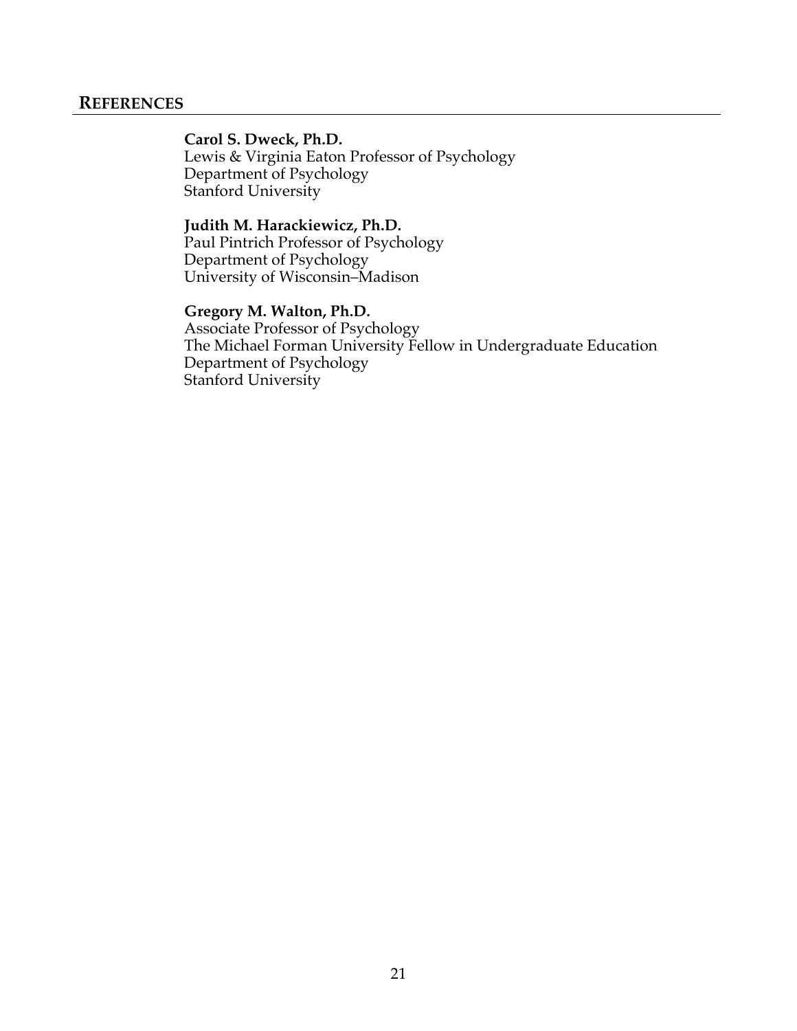## REFERENCES

**Carol S. Dweck, Ph.D.**
Lewis & Virginia Eaton Professor of Psychology
Department of Psychology
Stanford University

**Judith M. Harackiewicz, Ph.D.**
Paul Pintrich Professor of Psychology
Department of Psychology
University of Wisconsin–Madison

**Gregory M. Walton, Ph.D.**
Associate Professor of Psychology
The Michael Forman University Fellow in Undergraduate Education
Department of Psychology
Stanford University